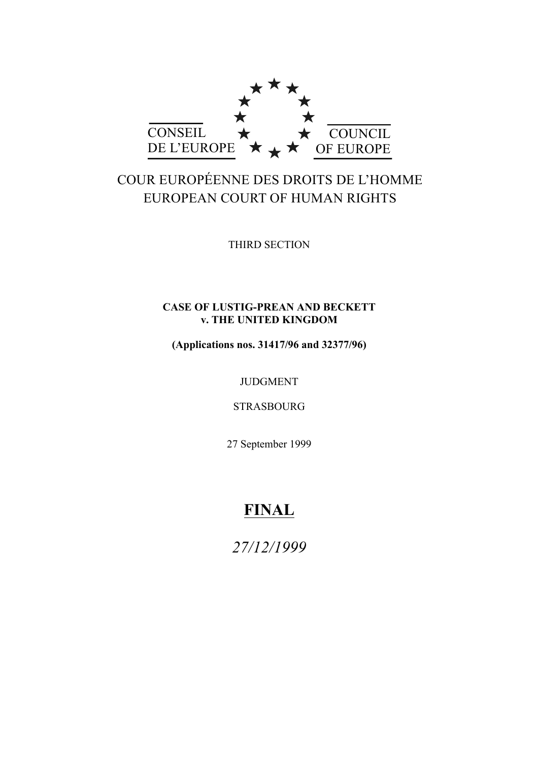CONSEIL DE L'EUROPE

COUNCIL OF EUROPE

COUR EUROPÉENNE DES DROITS DE L'HOMME

EUROPEAN COURT OF HUMAN RIGHTS

THIRD SECTION

**CASE OF LUSTIG-PREAN AND BECKETT v. THE UNITED KINGDOM**

**(Applications nos. 31417/96 and 32377/96)**

JUDGMENT

STRASBOURG

27 September 1999

**FINAL**

*27/12/1999*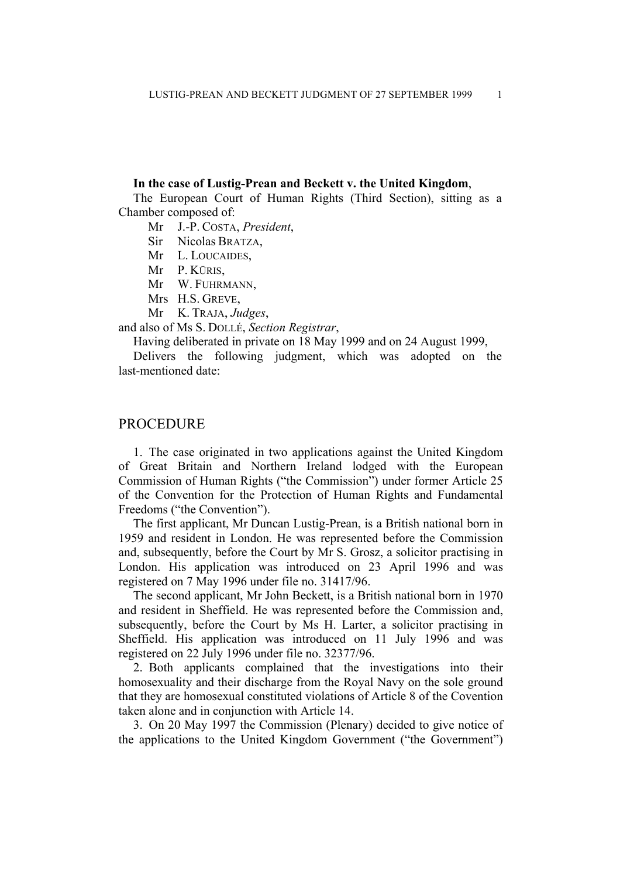**In the case of Lustig-Prean and Beckett v. the United Kingdom**,

The European Court of Human Rights (Third Section), sitting as a Chamber composed of:

Mr J.-P. COSTA, *President*,
Sir Nicolas BRATZA,
Mr L. LOUCAIDES,
Mr P. KŪRIS,
Mr W. FUHRMANN,
Mrs H.S. GREVE,
Mr K. TRAJA, *Judges*,

and also of Ms S. DOLLÉ, *Section Registrar*,

Having deliberated in private on 18 May 1999 and on 24 August 1999,

Delivers the following judgment, which was adopted on the last-mentioned date:

# PROCEDURE

1. The case originated in two applications against the United Kingdom of Great Britain and Northern Ireland lodged with the European Commission of Human Rights ("the Commission") under former Article 25 of the Convention for the Protection of Human Rights and Fundamental Freedoms ("the Convention").

The first applicant, Mr Duncan Lustig-Prean, is a British national born in 1959 and resident in London. He was represented before the Commission and, subsequently, before the Court by Mr S. Grosz, a solicitor practising in London. His application was introduced on 23 April 1996 and was registered on 7 May 1996 under file no. 31417/96.

The second applicant, Mr John Beckett, is a British national born in 1970 and resident in Sheffield. He was represented before the Commission and, subsequently, before the Court by Ms H. Larter, a solicitor practising in Sheffield. His application was introduced on 11 July 1996 and was registered on 22 July 1996 under file no. 32377/96.

2. Both applicants complained that the investigations into their homosexuality and their discharge from the Royal Navy on the sole ground that they are homosexual constituted violations of Article 8 of the Covention taken alone and in conjunction with Article 14.

3. On 20 May 1997 the Commission (Plenary) decided to give notice of the applications to the United Kingdom Government ("the Government")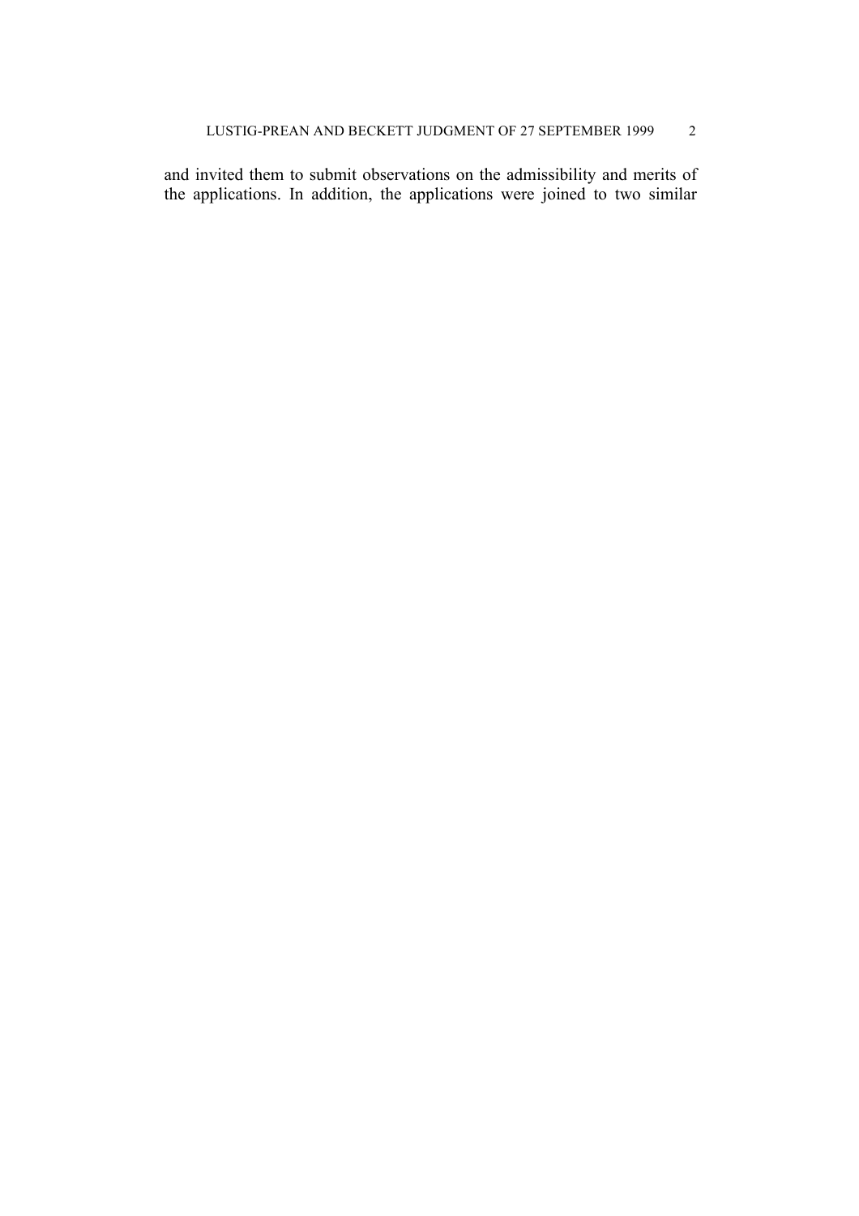and invited them to submit observations on the admissibility and merits of the applications. In addition, the applications were joined to two similar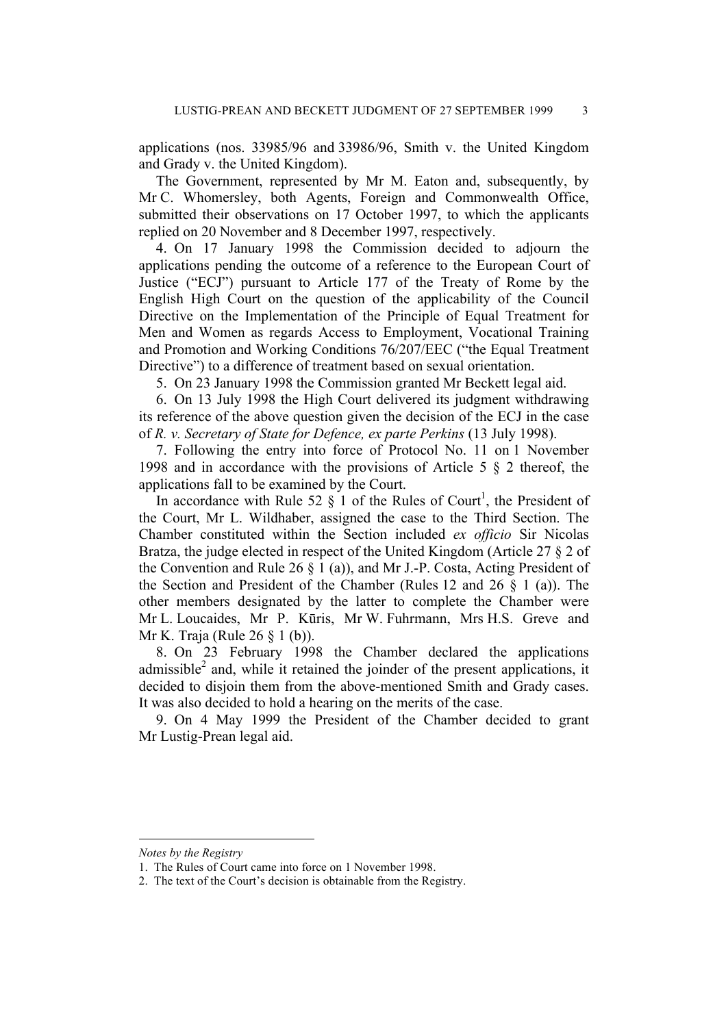applications (nos. 33985/96 and 33986/96, Smith v. the United Kingdom and Grady v. the United Kingdom).

The Government, represented by Mr M. Eaton and, subsequently, by Mr C. Whomersley, both Agents, Foreign and Commonwealth Office, submitted their observations on 17 October 1997, to which the applicants replied on 20 November and 8 December 1997, respectively.

4. On 17 January 1998 the Commission decided to adjourn the applications pending the outcome of a reference to the European Court of Justice ("ECJ") pursuant to Article 177 of the Treaty of Rome by the English High Court on the question of the applicability of the Council Directive on the Implementation of the Principle of Equal Treatment for Men and Women as regards Access to Employment, Vocational Training and Promotion and Working Conditions 76/207/EEC ("the Equal Treatment Directive") to a difference of treatment based on sexual orientation.

5. On 23 January 1998 the Commission granted Mr Beckett legal aid.

6. On 13 July 1998 the High Court delivered its judgment withdrawing its reference of the above question given the decision of the ECJ in the case of *R. v. Secretary of State for Defence, ex parte Perkins* (13 July 1998).

7. Following the entry into force of Protocol No. 11 on 1 November 1998 and in accordance with the provisions of Article 5 § 2 thereof, the applications fall to be examined by the Court.

In accordance with Rule 52 § 1 of the Rules of Court[1], the President of the Court, Mr L. Wildhaber, assigned the case to the Third Section. The Chamber constituted within the Section included *ex officio* Sir Nicolas Bratza, the judge elected in respect of the United Kingdom (Article 27 § 2 of the Convention and Rule 26 § 1 (a)), and Mr J.-P. Costa, Acting President of the Section and President of the Chamber (Rules 12 and 26 § 1 (a)). The other members designated by the latter to complete the Chamber were Mr L. Loucaides, Mr P. Kūris, Mr W. Fuhrmann, Mrs H.S. Greve and Mr K. Traja (Rule 26 § 1 (b)).

8. On 23 February 1998 the Chamber declared the applications admissible[2] and, while it retained the joinder of the present applications, it decided to disjoin them from the above-mentioned Smith and Grady cases. It was also decided to hold a hearing on the merits of the case.

9. On 4 May 1999 the President of the Chamber decided to grant Mr Lustig-Prean legal aid.

---

*Notes by the Registry*

1. The Rules of Court came into force on 1 November 1998.
2. The text of the Court's decision is obtainable from the Registry.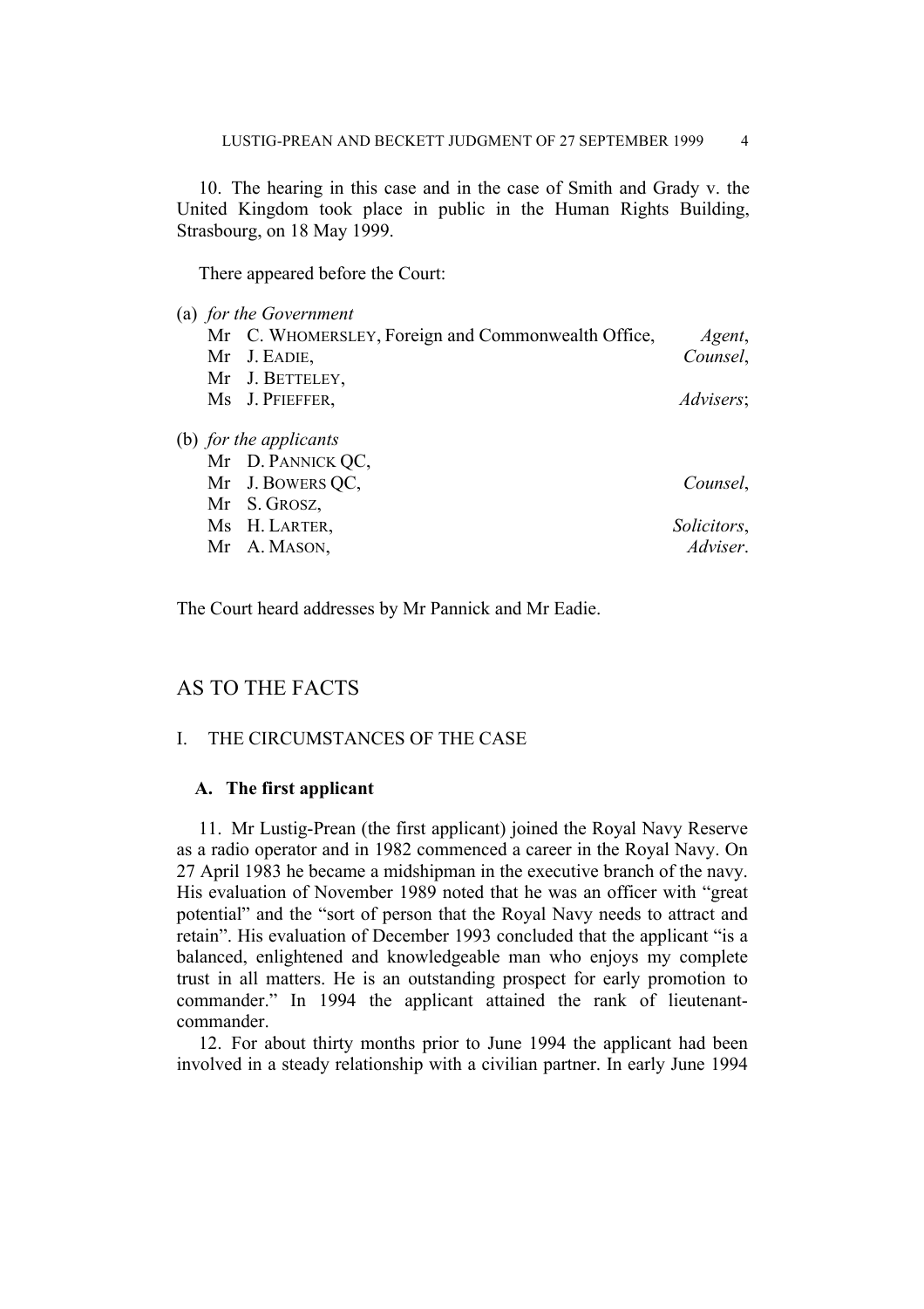10. The hearing in this case and in the case of Smith and Grady v. the United Kingdom took place in public in the Human Rights Building, Strasbourg, on 18 May 1999.

There appeared before the Court:

(a) *for the Government*

Mr C. WHOMERSLEY, Foreign and Commonwealth Office, *Agent*,
Mr J. EADIE, *Counsel*,
Mr J. BETTELEY,
Ms J. PFIEFFER, *Advisers*;

(b) *for the applicants*

Mr D. PANNICK QC,
Mr J. BOWERS QC, *Counsel*,
Mr S. GROSZ,
Ms H. LARTER, *Solicitors*,
Mr A. MASON, *Adviser*.

The Court heard addresses by Mr Pannick and Mr Eadie.

## AS TO THE FACTS

### I. THE CIRCUMSTANCES OF THE CASE

#### A. The first applicant

11. Mr Lustig-Prean (the first applicant) joined the Royal Navy Reserve as a radio operator and in 1982 commenced a career in the Royal Navy. On 27 April 1983 he became a midshipman in the executive branch of the navy. His evaluation of November 1989 noted that he was an officer with "great potential" and the "sort of person that the Royal Navy needs to attract and retain". His evaluation of December 1993 concluded that the applicant "is a balanced, enlightened and knowledgeable man who enjoys my complete trust in all matters. He is an outstanding prospect for early promotion to commander." In 1994 the applicant attained the rank of lieutenant-commander.

12. For about thirty months prior to June 1994 the applicant had been involved in a steady relationship with a civilian partner. In early June 1994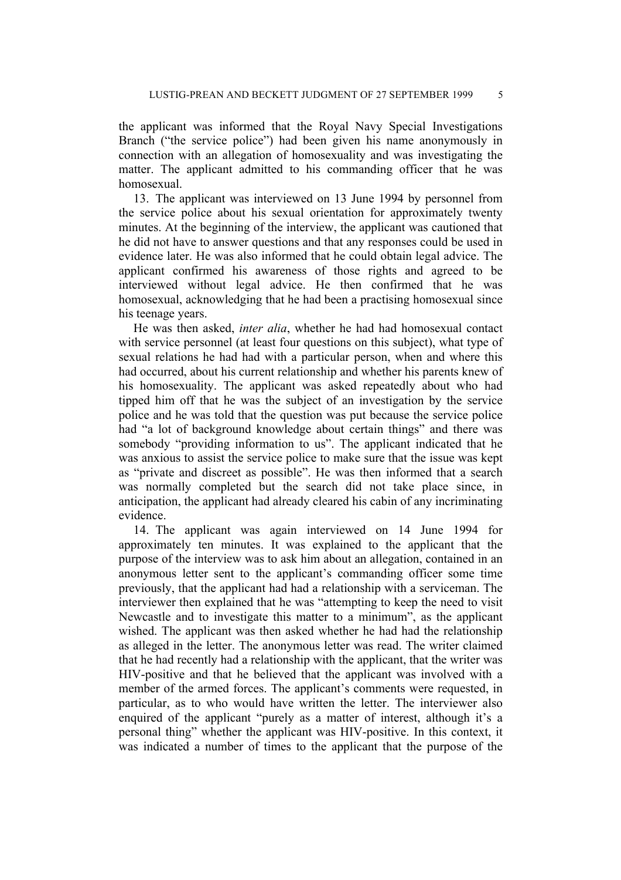the applicant was informed that the Royal Navy Special Investigations Branch ("the service police") had been given his name anonymously in connection with an allegation of homosexuality and was investigating the matter. The applicant admitted to his commanding officer that he was homosexual.

13. The applicant was interviewed on 13 June 1994 by personnel from the service police about his sexual orientation for approximately twenty minutes. At the beginning of the interview, the applicant was cautioned that he did not have to answer questions and that any responses could be used in evidence later. He was also informed that he could obtain legal advice. The applicant confirmed his awareness of those rights and agreed to be interviewed without legal advice. He then confirmed that he was homosexual, acknowledging that he had been a practising homosexual since his teenage years.

He was then asked, *inter alia*, whether he had had homosexual contact with service personnel (at least four questions on this subject), what type of sexual relations he had had with a particular person, when and where this had occurred, about his current relationship and whether his parents knew of his homosexuality. The applicant was asked repeatedly about who had tipped him off that he was the subject of an investigation by the service police and he was told that the question was put because the service police had "a lot of background knowledge about certain things" and there was somebody "providing information to us". The applicant indicated that he was anxious to assist the service police to make sure that the issue was kept as "private and discreet as possible". He was then informed that a search was normally completed but the search did not take place since, in anticipation, the applicant had already cleared his cabin of any incriminating evidence.

14. The applicant was again interviewed on 14 June 1994 for approximately ten minutes. It was explained to the applicant that the purpose of the interview was to ask him about an allegation, contained in an anonymous letter sent to the applicant's commanding officer some time previously, that the applicant had had a relationship with a serviceman. The interviewer then explained that he was "attempting to keep the need to visit Newcastle and to investigate this matter to a minimum", as the applicant wished. The applicant was then asked whether he had had the relationship as alleged in the letter. The anonymous letter was read. The writer claimed that he had recently had a relationship with the applicant, that the writer was HIV-positive and that he believed that the applicant was involved with a member of the armed forces. The applicant's comments were requested, in particular, as to who would have written the letter. The interviewer also enquired of the applicant "purely as a matter of interest, although it's a personal thing" whether the applicant was HIV-positive. In this context, it was indicated a number of times to the applicant that the purpose of the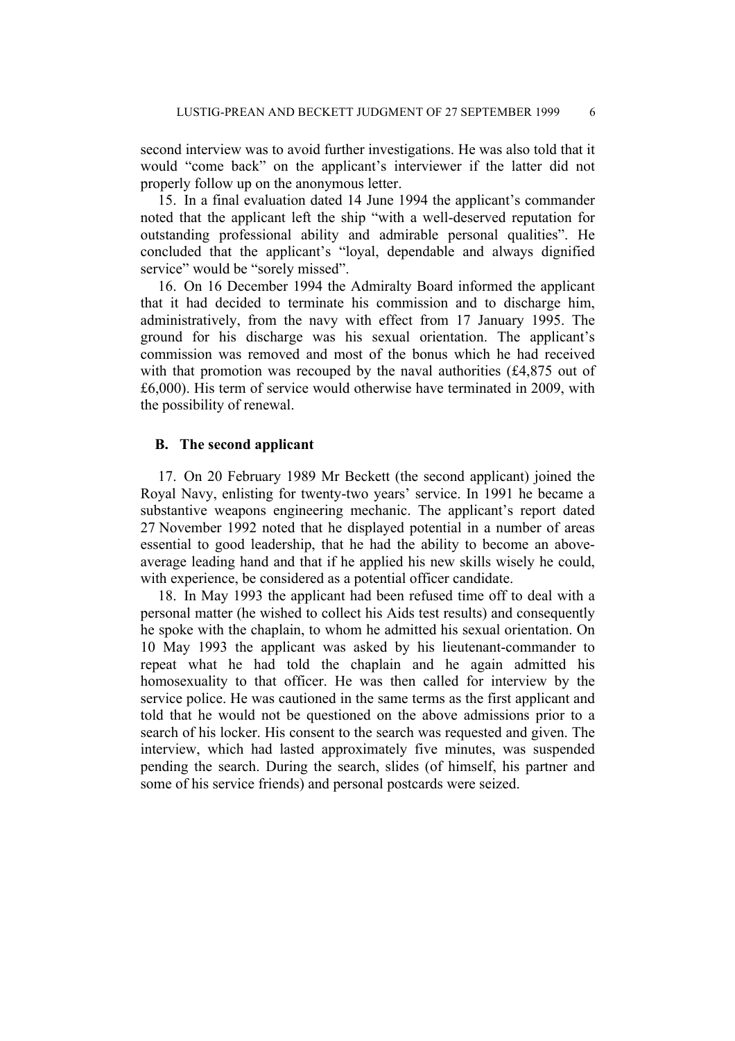second interview was to avoid further investigations. He was also told that it would "come back" on the applicant's interviewer if the latter did not properly follow up on the anonymous letter.

15. In a final evaluation dated 14 June 1994 the applicant's commander noted that the applicant left the ship "with a well-deserved reputation for outstanding professional ability and admirable personal qualities". He concluded that the applicant's "loyal, dependable and always dignified service" would be "sorely missed".

16. On 16 December 1994 the Admiralty Board informed the applicant that it had decided to terminate his commission and to discharge him, administratively, from the navy with effect from 17 January 1995. The ground for his discharge was his sexual orientation. The applicant's commission was removed and most of the bonus which he had received with that promotion was recouped by the naval authorities (£4,875 out of £6,000). His term of service would otherwise have terminated in 2009, with the possibility of renewal.

### B. The second applicant

17. On 20 February 1989 Mr Beckett (the second applicant) joined the Royal Navy, enlisting for twenty-two years' service. In 1991 he became a substantive weapons engineering mechanic. The applicant's report dated 27 November 1992 noted that he displayed potential in a number of areas essential to good leadership, that he had the ability to become an above-average leading hand and that if he applied his new skills wisely he could, with experience, be considered as a potential officer candidate.

18. In May 1993 the applicant had been refused time off to deal with a personal matter (he wished to collect his Aids test results) and consequently he spoke with the chaplain, to whom he admitted his sexual orientation. On 10 May 1993 the applicant was asked by his lieutenant-commander to repeat what he had told the chaplain and he again admitted his homosexuality to that officer. He was then called for interview by the service police. He was cautioned in the same terms as the first applicant and told that he would not be questioned on the above admissions prior to a search of his locker. His consent to the search was requested and given. The interview, which had lasted approximately five minutes, was suspended pending the search. During the search, slides (of himself, his partner and some of his service friends) and personal postcards were seized.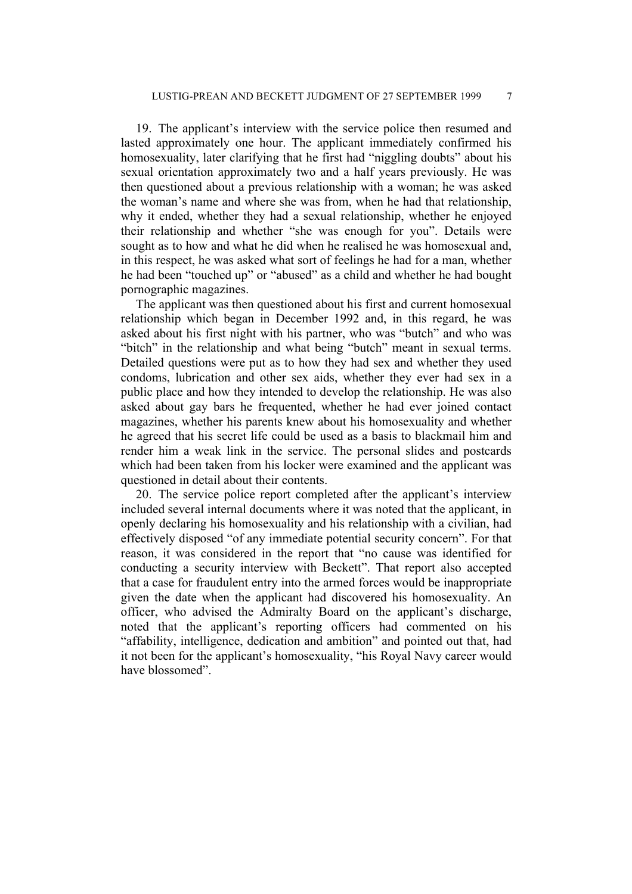19. The applicant's interview with the service police then resumed and lasted approximately one hour. The applicant immediately confirmed his homosexuality, later clarifying that he first had "niggling doubts" about his sexual orientation approximately two and a half years previously. He was then questioned about a previous relationship with a woman; he was asked the woman's name and where she was from, when he had that relationship, why it ended, whether they had a sexual relationship, whether he enjoyed their relationship and whether "she was enough for you". Details were sought as to how and what he did when he realised he was homosexual and, in this respect, he was asked what sort of feelings he had for a man, whether he had been "touched up" or "abused" as a child and whether he had bought pornographic magazines.

The applicant was then questioned about his first and current homosexual relationship which began in December 1992 and, in this regard, he was asked about his first night with his partner, who was "butch" and who was "bitch" in the relationship and what being "butch" meant in sexual terms. Detailed questions were put as to how they had sex and whether they used condoms, lubrication and other sex aids, whether they ever had sex in a public place and how they intended to develop the relationship. He was also asked about gay bars he frequented, whether he had ever joined contact magazines, whether his parents knew about his homosexuality and whether he agreed that his secret life could be used as a basis to blackmail him and render him a weak link in the service. The personal slides and postcards which had been taken from his locker were examined and the applicant was questioned in detail about their contents.

20. The service police report completed after the applicant's interview included several internal documents where it was noted that the applicant, in openly declaring his homosexuality and his relationship with a civilian, had effectively disposed "of any immediate potential security concern". For that reason, it was considered in the report that "no cause was identified for conducting a security interview with Beckett". That report also accepted that a case for fraudulent entry into the armed forces would be inappropriate given the date when the applicant had discovered his homosexuality. An officer, who advised the Admiralty Board on the applicant's discharge, noted that the applicant's reporting officers had commented on his "affability, intelligence, dedication and ambition" and pointed out that, had it not been for the applicant's homosexuality, "his Royal Navy career would have blossomed".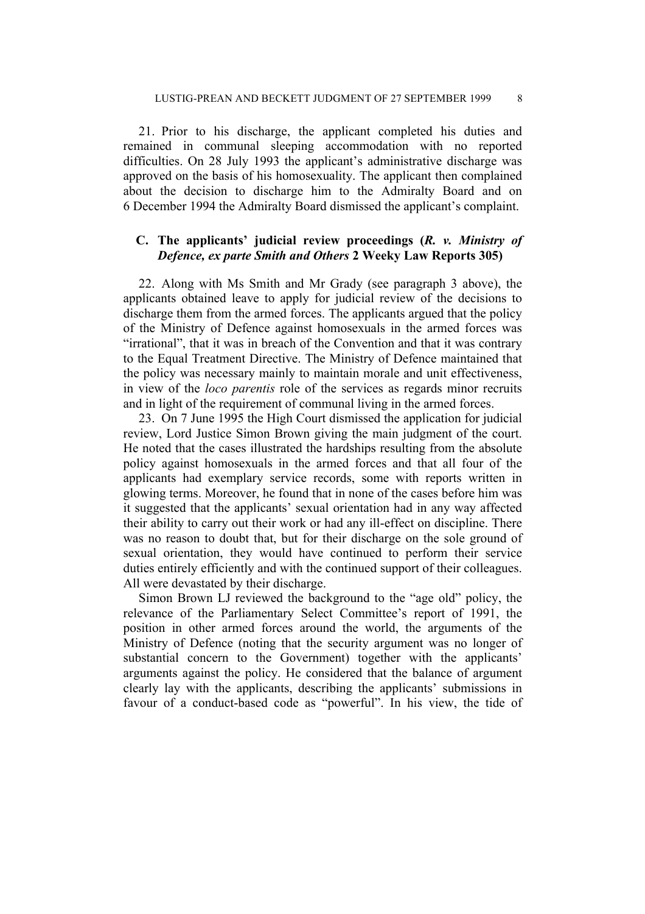21. Prior to his discharge, the applicant completed his duties and remained in communal sleeping accommodation with no reported difficulties. On 28 July 1993 the applicant's administrative discharge was approved on the basis of his homosexuality. The applicant then complained about the decision to discharge him to the Admiralty Board and on 6 December 1994 the Admiralty Board dismissed the applicant's complaint.

## C. The applicants' judicial review proceedings (*R. v. Ministry of Defence, ex parte Smith and Others* 2 Weeky Law Reports 305)

22. Along with Ms Smith and Mr Grady (see paragraph 3 above), the applicants obtained leave to apply for judicial review of the decisions to discharge them from the armed forces. The applicants argued that the policy of the Ministry of Defence against homosexuals in the armed forces was "irrational", that it was in breach of the Convention and that it was contrary to the Equal Treatment Directive. The Ministry of Defence maintained that the policy was necessary mainly to maintain morale and unit effectiveness, in view of the *loco parentis* role of the services as regards minor recruits and in light of the requirement of communal living in the armed forces.

23. On 7 June 1995 the High Court dismissed the application for judicial review, Lord Justice Simon Brown giving the main judgment of the court. He noted that the cases illustrated the hardships resulting from the absolute policy against homosexuals in the armed forces and that all four of the applicants had exemplary service records, some with reports written in glowing terms. Moreover, he found that in none of the cases before him was it suggested that the applicants' sexual orientation had in any way affected their ability to carry out their work or had any ill-effect on discipline. There was no reason to doubt that, but for their discharge on the sole ground of sexual orientation, they would have continued to perform their service duties entirely efficiently and with the continued support of their colleagues. All were devastated by their discharge.

Simon Brown LJ reviewed the background to the "age old" policy, the relevance of the Parliamentary Select Committee's report of 1991, the position in other armed forces around the world, the arguments of the Ministry of Defence (noting that the security argument was no longer of substantial concern to the Government) together with the applicants' arguments against the policy. He considered that the balance of argument clearly lay with the applicants, describing the applicants' submissions in favour of a conduct-based code as "powerful". In his view, the tide of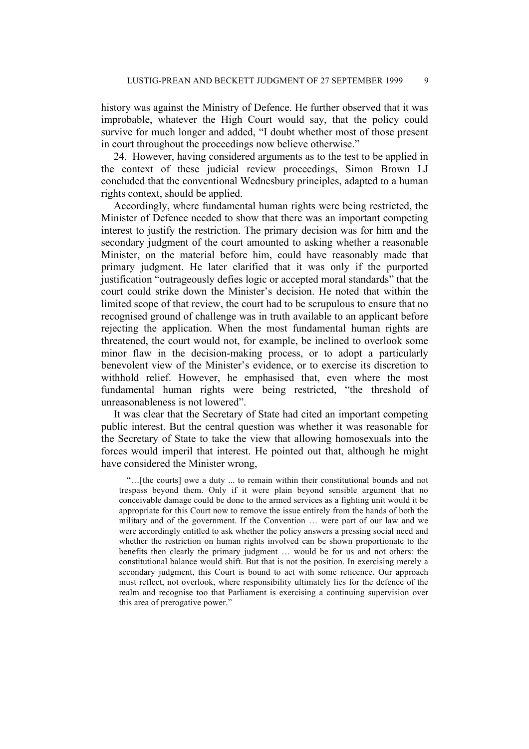history was against the Ministry of Defence. He further observed that it was improbable, whatever the High Court would say, that the policy could survive for much longer and added, "I doubt whether most of those present in court throughout the proceedings now believe otherwise."

24. However, having considered arguments as to the test to be applied in the context of these judicial review proceedings, Simon Brown LJ concluded that the conventional Wednesbury principles, adapted to a human rights context, should be applied.

Accordingly, where fundamental human rights were being restricted, the Minister of Defence needed to show that there was an important competing interest to justify the restriction. The primary decision was for him and the secondary judgment of the court amounted to asking whether a reasonable Minister, on the material before him, could have reasonably made that primary judgment. He later clarified that it was only if the purported justification "outrageously defies logic or accepted moral standards" that the court could strike down the Minister's decision. He noted that within the limited scope of that review, the court had to be scrupulous to ensure that no recognised ground of challenge was in truth available to an applicant before rejecting the application. When the most fundamental human rights are threatened, the court would not, for example, be inclined to overlook some minor flaw in the decision-making process, or to adopt a particularly benevolent view of the Minister's evidence, or to exercise its discretion to withhold relief. However, he emphasised that, even where the most fundamental human rights were being restricted, "the threshold of unreasonableness is not lowered".

It was clear that the Secretary of State had cited an important competing public interest. But the central question was whether it was reasonable for the Secretary of State to take the view that allowing homosexuals into the forces would imperil that interest. He pointed out that, although he might have considered the Minister wrong,

> "…[the courts] owe a duty ... to remain within their constitutional bounds and not trespass beyond them. Only if it were plain beyond sensible argument that no conceivable damage could be done to the armed services as a fighting unit would it be appropriate for this Court now to remove the issue entirely from the hands of both the military and of the government. If the Convention … were part of our law and we were accordingly entitled to ask whether the policy answers a pressing social need and whether the restriction on human rights involved can be shown proportionate to the benefits then clearly the primary judgment … would be for us and not others: the constitutional balance would shift. But that is not the position. In exercising merely a secondary judgment, this Court is bound to act with some reticence. Our approach must reflect, not overlook, where responsibility ultimately lies for the defence of the realm and recognise too that Parliament is exercising a continuing supervision over this area of prerogative power."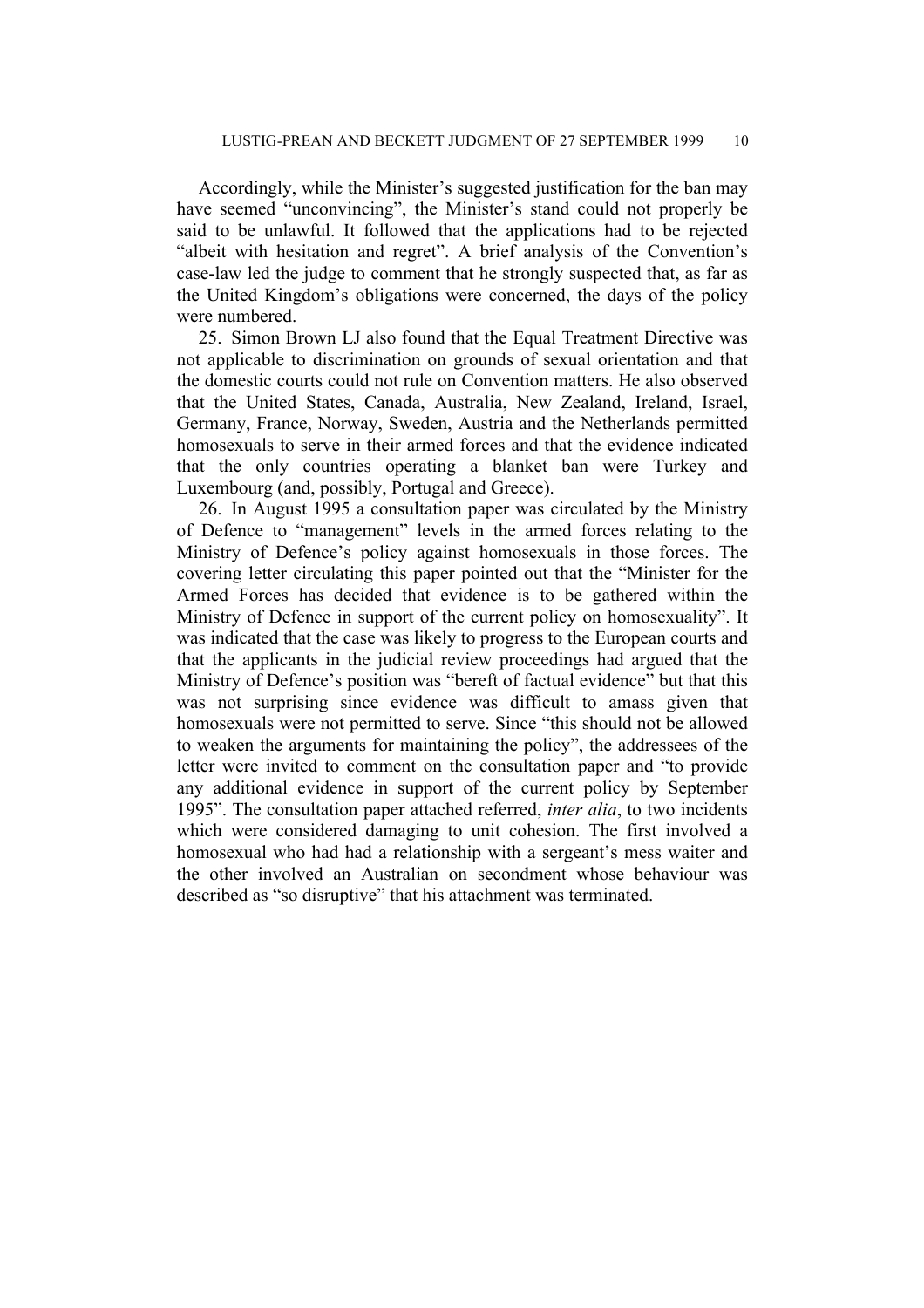Accordingly, while the Minister's suggested justification for the ban may have seemed "unconvincing", the Minister's stand could not properly be said to be unlawful. It followed that the applications had to be rejected "albeit with hesitation and regret". A brief analysis of the Convention's case-law led the judge to comment that he strongly suspected that, as far as the United Kingdom's obligations were concerned, the days of the policy were numbered.

25. Simon Brown LJ also found that the Equal Treatment Directive was not applicable to discrimination on grounds of sexual orientation and that the domestic courts could not rule on Convention matters. He also observed that the United States, Canada, Australia, New Zealand, Ireland, Israel, Germany, France, Norway, Sweden, Austria and the Netherlands permitted homosexuals to serve in their armed forces and that the evidence indicated that the only countries operating a blanket ban were Turkey and Luxembourg (and, possibly, Portugal and Greece).

26. In August 1995 a consultation paper was circulated by the Ministry of Defence to "management" levels in the armed forces relating to the Ministry of Defence's policy against homosexuals in those forces. The covering letter circulating this paper pointed out that the "Minister for the Armed Forces has decided that evidence is to be gathered within the Ministry of Defence in support of the current policy on homosexuality". It was indicated that the case was likely to progress to the European courts and that the applicants in the judicial review proceedings had argued that the Ministry of Defence's position was "bereft of factual evidence" but that this was not surprising since evidence was difficult to amass given that homosexuals were not permitted to serve. Since "this should not be allowed to weaken the arguments for maintaining the policy", the addressees of the letter were invited to comment on the consultation paper and "to provide any additional evidence in support of the current policy by September 1995". The consultation paper attached referred, *inter alia*, to two incidents which were considered damaging to unit cohesion. The first involved a homosexual who had had a relationship with a sergeant's mess waiter and the other involved an Australian on secondment whose behaviour was described as "so disruptive" that his attachment was terminated.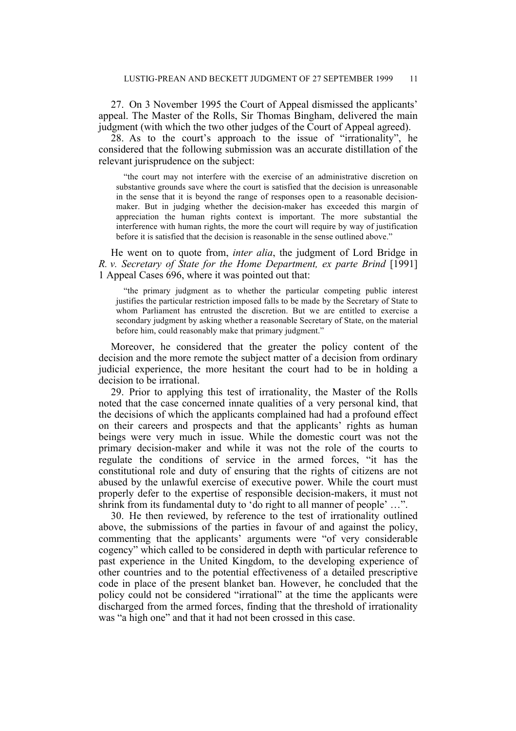27. On 3 November 1995 the Court of Appeal dismissed the applicants' appeal. The Master of the Rolls, Sir Thomas Bingham, delivered the main judgment (with which the two other judges of the Court of Appeal agreed).

28. As to the court's approach to the issue of "irrationality", he considered that the following submission was an accurate distillation of the relevant jurisprudence on the subject:

> "the court may not interfere with the exercise of an administrative discretion on substantive grounds save where the court is satisfied that the decision is unreasonable in the sense that it is beyond the range of responses open to a reasonable decision-maker. But in judging whether the decision-maker has exceeded this margin of appreciation the human rights context is important. The more substantial the interference with human rights, the more the court will require by way of justification before it is satisfied that the decision is reasonable in the sense outlined above."

He went on to quote from, *inter alia*, the judgment of Lord Bridge in *R. v. Secretary of State for the Home Department, ex parte Brind* [1991] 1 Appeal Cases 696, where it was pointed out that:

> "the primary judgment as to whether the particular competing public interest justifies the particular restriction imposed falls to be made by the Secretary of State to whom Parliament has entrusted the discretion. But we are entitled to exercise a secondary judgment by asking whether a reasonable Secretary of State, on the material before him, could reasonably make that primary judgment."

Moreover, he considered that the greater the policy content of the decision and the more remote the subject matter of a decision from ordinary judicial experience, the more hesitant the court had to be in holding a decision to be irrational.

29. Prior to applying this test of irrationality, the Master of the Rolls noted that the case concerned innate qualities of a very personal kind, that the decisions of which the applicants complained had had a profound effect on their careers and prospects and that the applicants' rights as human beings were very much in issue. While the domestic court was not the primary decision-maker and while it was not the role of the courts to regulate the conditions of service in the armed forces, "it has the constitutional role and duty of ensuring that the rights of citizens are not abused by the unlawful exercise of executive power. While the court must properly defer to the expertise of responsible decision-makers, it must not shrink from its fundamental duty to 'do right to all manner of people' …".

30. He then reviewed, by reference to the test of irrationality outlined above, the submissions of the parties in favour of and against the policy, commenting that the applicants' arguments were "of very considerable cogency" which called to be considered in depth with particular reference to past experience in the United Kingdom, to the developing experience of other countries and to the potential effectiveness of a detailed prescriptive code in place of the present blanket ban. However, he concluded that the policy could not be considered "irrational" at the time the applicants were discharged from the armed forces, finding that the threshold of irrationality was "a high one" and that it had not been crossed in this case.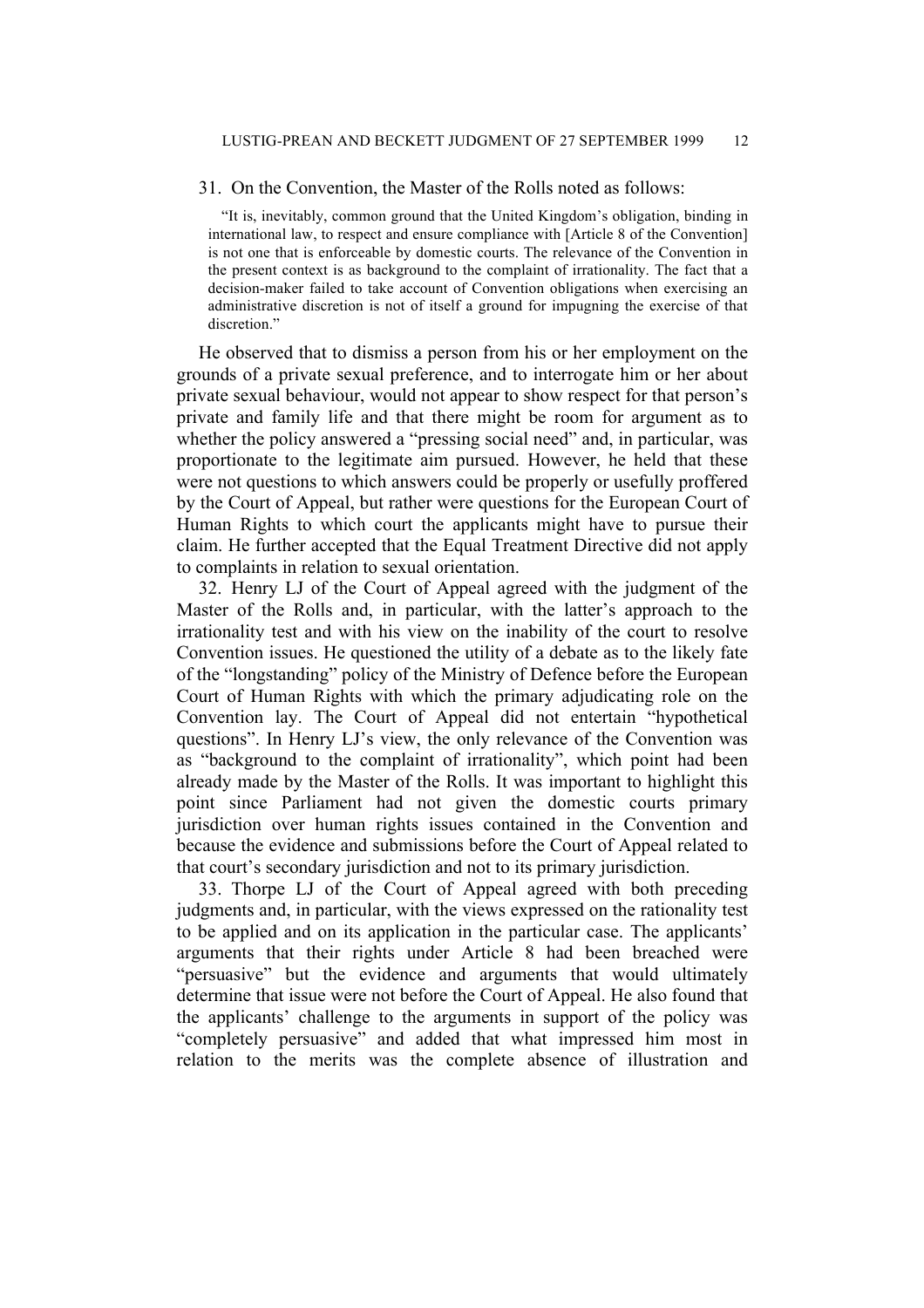31. On the Convention, the Master of the Rolls noted as follows:

> "It is, inevitably, common ground that the United Kingdom's obligation, binding in international law, to respect and ensure compliance with [Article 8 of the Convention] is not one that is enforceable by domestic courts. The relevance of the Convention in the present context is as background to the complaint of irrationality. The fact that a decision-maker failed to take account of Convention obligations when exercising an administrative discretion is not of itself a ground for impugning the exercise of that discretion."

He observed that to dismiss a person from his or her employment on the grounds of a private sexual preference, and to interrogate him or her about private sexual behaviour, would not appear to show respect for that person's private and family life and that there might be room for argument as to whether the policy answered a "pressing social need" and, in particular, was proportionate to the legitimate aim pursued. However, he held that these were not questions to which answers could be properly or usefully proffered by the Court of Appeal, but rather were questions for the European Court of Human Rights to which court the applicants might have to pursue their claim. He further accepted that the Equal Treatment Directive did not apply to complaints in relation to sexual orientation.

32. Henry LJ of the Court of Appeal agreed with the judgment of the Master of the Rolls and, in particular, with the latter's approach to the irrationality test and with his view on the inability of the court to resolve Convention issues. He questioned the utility of a debate as to the likely fate of the "longstanding" policy of the Ministry of Defence before the European Court of Human Rights with which the primary adjudicating role on the Convention lay. The Court of Appeal did not entertain "hypothetical questions". In Henry LJ's view, the only relevance of the Convention was as "background to the complaint of irrationality", which point had been already made by the Master of the Rolls. It was important to highlight this point since Parliament had not given the domestic courts primary jurisdiction over human rights issues contained in the Convention and because the evidence and submissions before the Court of Appeal related to that court's secondary jurisdiction and not to its primary jurisdiction.

33. Thorpe LJ of the Court of Appeal agreed with both preceding judgments and, in particular, with the views expressed on the rationality test to be applied and on its application in the particular case. The applicants' arguments that their rights under Article 8 had been breached were "persuasive" but the evidence and arguments that would ultimately determine that issue were not before the Court of Appeal. He also found that the applicants' challenge to the arguments in support of the policy was "completely persuasive" and added that what impressed him most in relation to the merits was the complete absence of illustration and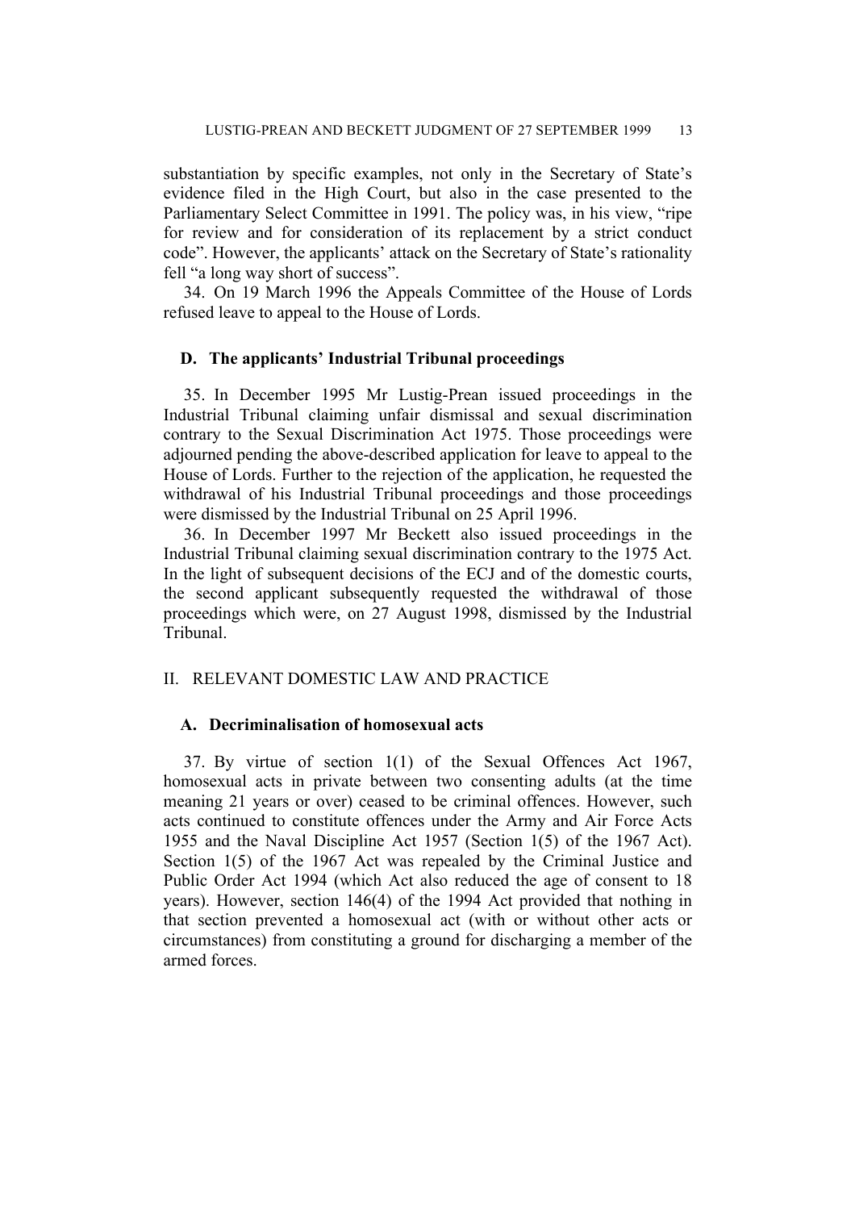substantiation by specific examples, not only in the Secretary of State's evidence filed in the High Court, but also in the case presented to the Parliamentary Select Committee in 1991. The policy was, in his view, "ripe for review and for consideration of its replacement by a strict conduct code". However, the applicants' attack on the Secretary of State's rationality fell "a long way short of success".

34. On 19 March 1996 the Appeals Committee of the House of Lords refused leave to appeal to the House of Lords.

### D. The applicants' Industrial Tribunal proceedings

35. In December 1995 Mr Lustig-Prean issued proceedings in the Industrial Tribunal claiming unfair dismissal and sexual discrimination contrary to the Sexual Discrimination Act 1975. Those proceedings were adjourned pending the above-described application for leave to appeal to the House of Lords. Further to the rejection of the application, he requested the withdrawal of his Industrial Tribunal proceedings and those proceedings were dismissed by the Industrial Tribunal on 25 April 1996.

36. In December 1997 Mr Beckett also issued proceedings in the Industrial Tribunal claiming sexual discrimination contrary to the 1975 Act. In the light of subsequent decisions of the ECJ and of the domestic courts, the second applicant subsequently requested the withdrawal of those proceedings which were, on 27 August 1998, dismissed by the Industrial Tribunal.

## II. RELEVANT DOMESTIC LAW AND PRACTICE

### A. Decriminalisation of homosexual acts

37. By virtue of section 1(1) of the Sexual Offences Act 1967, homosexual acts in private between two consenting adults (at the time meaning 21 years or over) ceased to be criminal offences. However, such acts continued to constitute offences under the Army and Air Force Acts 1955 and the Naval Discipline Act 1957 (Section 1(5) of the 1967 Act). Section 1(5) of the 1967 Act was repealed by the Criminal Justice and Public Order Act 1994 (which Act also reduced the age of consent to 18 years). However, section 146(4) of the 1994 Act provided that nothing in that section prevented a homosexual act (with or without other acts or circumstances) from constituting a ground for discharging a member of the armed forces.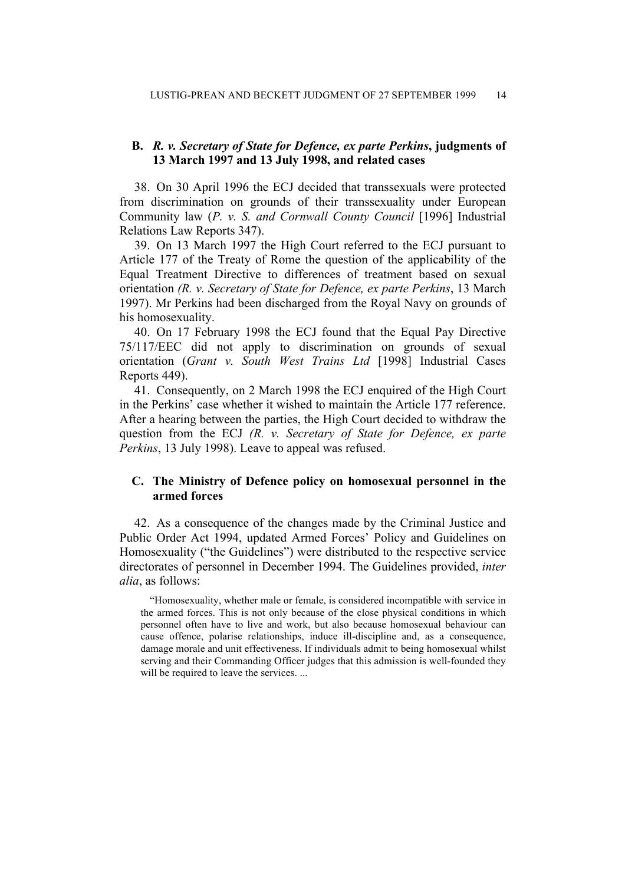### B. *R. v. Secretary of State for Defence, ex parte Perkins*, judgments of 13 March 1997 and 13 July 1998, and related cases

38. On 30 April 1996 the ECJ decided that transsexuals were protected from discrimination on grounds of their transsexuality under European Community law (*P. v. S. and Cornwall County Council* [1996] Industrial Relations Law Reports 347).

39. On 13 March 1997 the High Court referred to the ECJ pursuant to Article 177 of the Treaty of Rome the question of the applicability of the Equal Treatment Directive to differences of treatment based on sexual orientation *(R. v. Secretary of State for Defence, ex parte Perkins*, 13 March 1997). Mr Perkins had been discharged from the Royal Navy on grounds of his homosexuality.

40. On 17 February 1998 the ECJ found that the Equal Pay Directive 75/117/EEC did not apply to discrimination on grounds of sexual orientation (*Grant v. South West Trains Ltd* [1998] Industrial Cases Reports 449).

41. Consequently, on 2 March 1998 the ECJ enquired of the High Court in the Perkins' case whether it wished to maintain the Article 177 reference. After a hearing between the parties, the High Court decided to withdraw the question from the ECJ *(R. v. Secretary of State for Defence, ex parte Perkins*, 13 July 1998). Leave to appeal was refused.

### C. The Ministry of Defence policy on homosexual personnel in the armed forces

42. As a consequence of the changes made by the Criminal Justice and Public Order Act 1994, updated Armed Forces' Policy and Guidelines on Homosexuality ("the Guidelines") were distributed to the respective service directorates of personnel in December 1994. The Guidelines provided, *inter alia*, as follows:

> "Homosexuality, whether male or female, is considered incompatible with service in the armed forces. This is not only because of the close physical conditions in which personnel often have to live and work, but also because homosexual behaviour can cause offence, polarise relationships, induce ill-discipline and, as a consequence, damage morale and unit effectiveness. If individuals admit to being homosexual whilst serving and their Commanding Officer judges that this admission is well-founded they will be required to leave the services. ...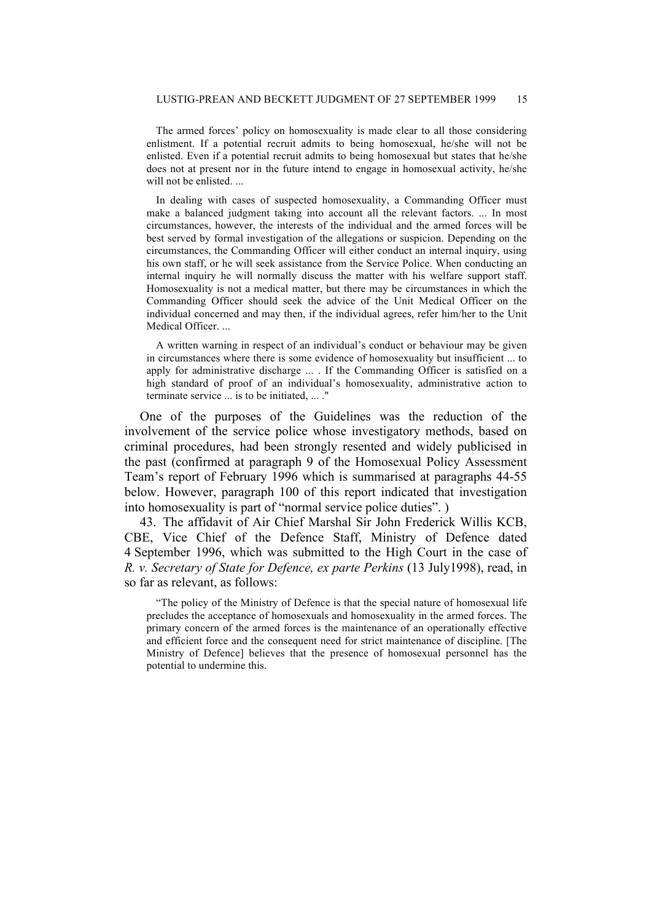> The armed forces' policy on homosexuality is made clear to all those considering enlistment. If a potential recruit admits to being homosexual, he/she will not be enlisted. Even if a potential recruit admits to being homosexual but states that he/she does not at present nor in the future intend to engage in homosexual activity, he/she will not be enlisted. ...
>
> In dealing with cases of suspected homosexuality, a Commanding Officer must make a balanced judgment taking into account all the relevant factors. ... In most circumstances, however, the interests of the individual and the armed forces will be best served by formal investigation of the allegations or suspicion. Depending on the circumstances, the Commanding Officer will either conduct an internal inquiry, using his own staff, or he will seek assistance from the Service Police. When conducting an internal inquiry he will normally discuss the matter with his welfare support staff. Homosexuality is not a medical matter, but there may be circumstances in which the Commanding Officer should seek the advice of the Unit Medical Officer on the individual concerned and may then, if the individual agrees, refer him/her to the Unit Medical Officer. ...
>
> A written warning in respect of an individual's conduct or behaviour may be given in circumstances where there is some evidence of homosexuality but insufficient ... to apply for administrative discharge ... . If the Commanding Officer is satisfied on a high standard of proof of an individual's homosexuality, administrative action to terminate service ... is to be initiated, ... ."

One of the purposes of the Guidelines was the reduction of the involvement of the service police whose investigatory methods, based on criminal procedures, had been strongly resented and widely publicised in the past (confirmed at paragraph 9 of the Homosexual Policy Assessment Team's report of February 1996 which is summarised at paragraphs 44-55 below. However, paragraph 100 of this report indicated that investigation into homosexuality is part of "normal service police duties". )

43. The affidavit of Air Chief Marshal Sir John Frederick Willis KCB, CBE, Vice Chief of the Defence Staff, Ministry of Defence dated 4 September 1996, which was submitted to the High Court in the case of *R. v. Secretary of State for Defence, ex parte Perkins* (13 July1998), read, in so far as relevant, as follows:

> "The policy of the Ministry of Defence is that the special nature of homosexual life precludes the acceptance of homosexuals and homosexuality in the armed forces. The primary concern of the armed forces is the maintenance of an operationally effective and efficient force and the consequent need for strict maintenance of discipline. [The Ministry of Defence] believes that the presence of homosexual personnel has the potential to undermine this.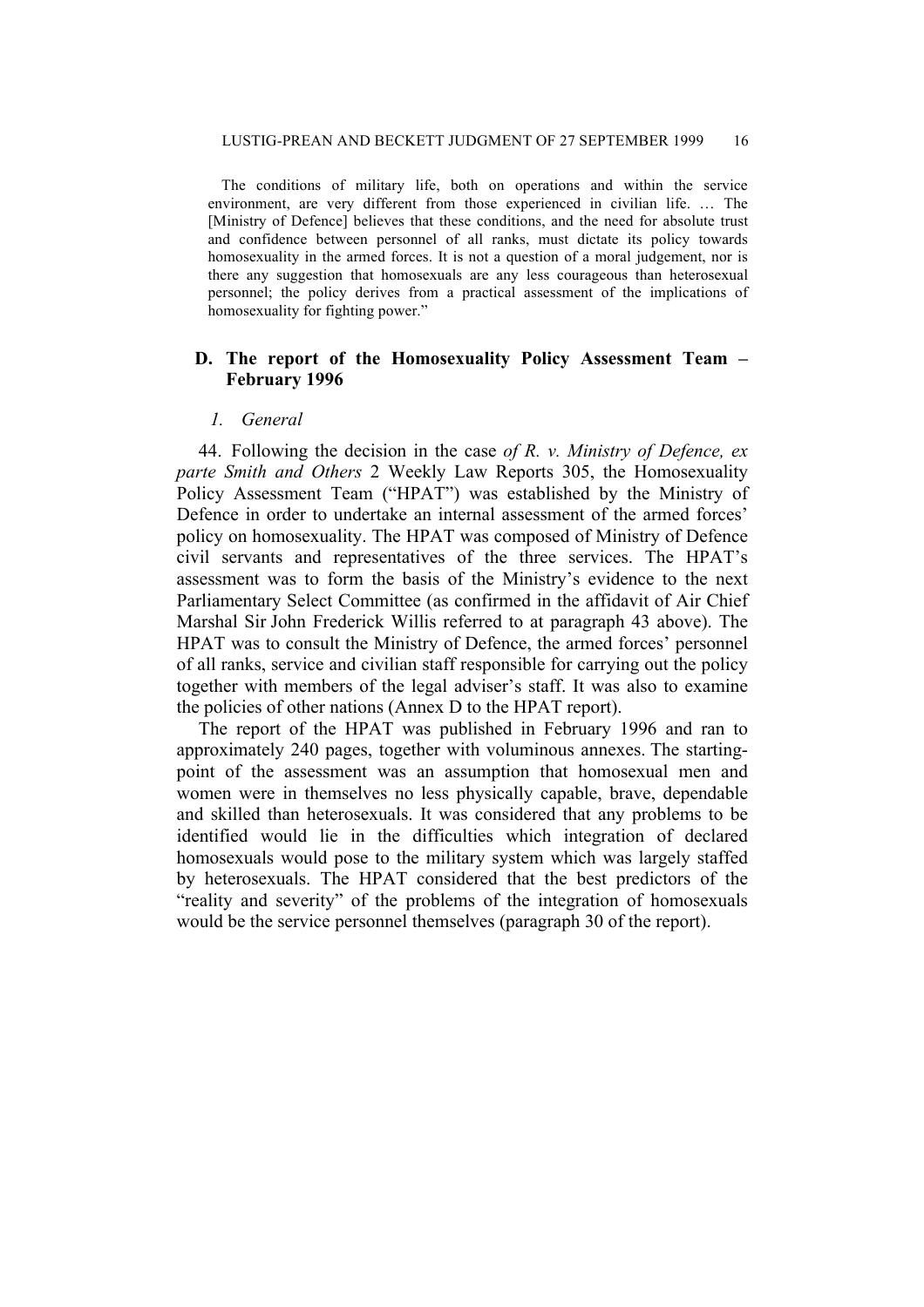> The conditions of military life, both on operations and within the service environment, are very different from those experienced in civilian life. … The [Ministry of Defence] believes that these conditions, and the need for absolute trust and confidence between personnel of all ranks, must dictate its policy towards homosexuality in the armed forces. It is not a question of a moral judgement, nor is there any suggestion that homosexuals are any less courageous than heterosexual personnel; the policy derives from a practical assessment of the implications of homosexuality for fighting power."

### D. The report of the Homosexuality Policy Assessment Team – February 1996

#### *1. General*

44. Following the decision in the case *of R. v. Ministry of Defence, ex parte Smith and Others* 2 Weekly Law Reports 305, the Homosexuality Policy Assessment Team ("HPAT") was established by the Ministry of Defence in order to undertake an internal assessment of the armed forces' policy on homosexuality. The HPAT was composed of Ministry of Defence civil servants and representatives of the three services. The HPAT's assessment was to form the basis of the Ministry's evidence to the next Parliamentary Select Committee (as confirmed in the affidavit of Air Chief Marshal Sir John Frederick Willis referred to at paragraph 43 above). The HPAT was to consult the Ministry of Defence, the armed forces' personnel of all ranks, service and civilian staff responsible for carrying out the policy together with members of the legal adviser's staff. It was also to examine the policies of other nations (Annex D to the HPAT report).

The report of the HPAT was published in February 1996 and ran to approximately 240 pages, together with voluminous annexes. The starting-point of the assessment was an assumption that homosexual men and women were in themselves no less physically capable, brave, dependable and skilled than heterosexuals. It was considered that any problems to be identified would lie in the difficulties which integration of declared homosexuals would pose to the military system which was largely staffed by heterosexuals. The HPAT considered that the best predictors of the "reality and severity" of the problems of the integration of homosexuals would be the service personnel themselves (paragraph 30 of the report).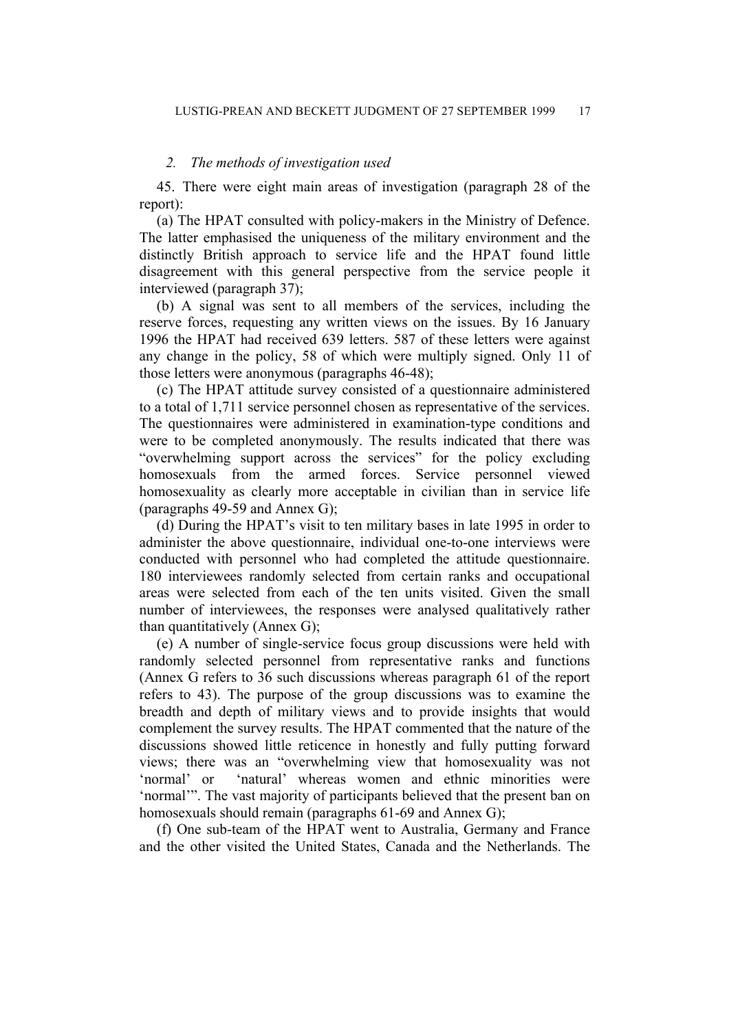*2. The methods of investigation used*

45. There were eight main areas of investigation (paragraph 28 of the report):

(a) The HPAT consulted with policy-makers in the Ministry of Defence. The latter emphasised the uniqueness of the military environment and the distinctly British approach to service life and the HPAT found little disagreement with this general perspective from the service people it interviewed (paragraph 37);

(b) A signal was sent to all members of the services, including the reserve forces, requesting any written views on the issues. By 16 January 1996 the HPAT had received 639 letters. 587 of these letters were against any change in the policy, 58 of which were multiply signed. Only 11 of those letters were anonymous (paragraphs 46-48);

(c) The HPAT attitude survey consisted of a questionnaire administered to a total of 1,711 service personnel chosen as representative of the services. The questionnaires were administered in examination-type conditions and were to be completed anonymously. The results indicated that there was "overwhelming support across the services" for the policy excluding homosexuals from the armed forces. Service personnel viewed homosexuality as clearly more acceptable in civilian than in service life (paragraphs 49-59 and Annex G);

(d) During the HPAT's visit to ten military bases in late 1995 in order to administer the above questionnaire, individual one-to-one interviews were conducted with personnel who had completed the attitude questionnaire. 180 interviewees randomly selected from certain ranks and occupational areas were selected from each of the ten units visited. Given the small number of interviewees, the responses were analysed qualitatively rather than quantitatively (Annex G);

(e) A number of single-service focus group discussions were held with randomly selected personnel from representative ranks and functions (Annex G refers to 36 such discussions whereas paragraph 61 of the report refers to 43). The purpose of the group discussions was to examine the breadth and depth of military views and to provide insights that would complement the survey results. The HPAT commented that the nature of the discussions showed little reticence in honestly and fully putting forward views; there was an "overwhelming view that homosexuality was not 'normal' or 'natural' whereas women and ethnic minorities were 'normal'". The vast majority of participants believed that the present ban on homosexuals should remain (paragraphs 61-69 and Annex G);

(f) One sub-team of the HPAT went to Australia, Germany and France and the other visited the United States, Canada and the Netherlands. The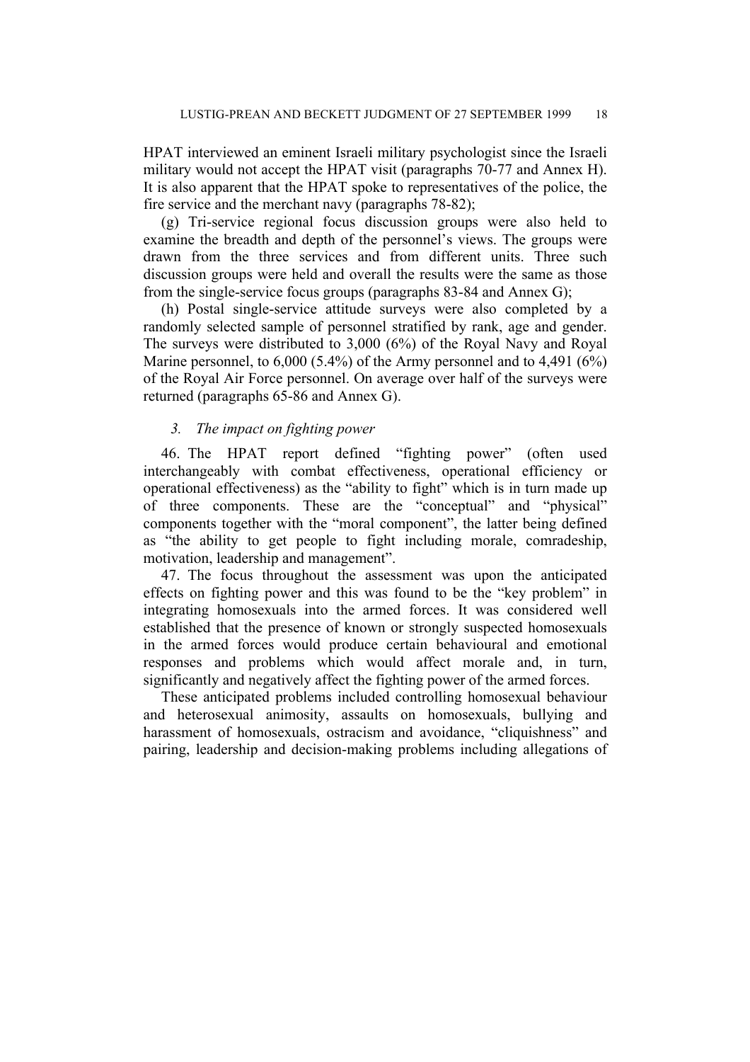HPAT interviewed an eminent Israeli military psychologist since the Israeli military would not accept the HPAT visit (paragraphs 70-77 and Annex H). It is also apparent that the HPAT spoke to representatives of the police, the fire service and the merchant navy (paragraphs 78-82);

(g) Tri-service regional focus discussion groups were also held to examine the breadth and depth of the personnel's views. The groups were drawn from the three services and from different units. Three such discussion groups were held and overall the results were the same as those from the single-service focus groups (paragraphs 83-84 and Annex G);

(h) Postal single-service attitude surveys were also completed by a randomly selected sample of personnel stratified by rank, age and gender. The surveys were distributed to 3,000 (6%) of the Royal Navy and Royal Marine personnel, to 6,000 (5.4%) of the Army personnel and to 4,491 (6%) of the Royal Air Force personnel. On average over half of the surveys were returned (paragraphs 65-86 and Annex G).

### *3. The impact on fighting power*

46. The HPAT report defined "fighting power" (often used interchangeably with combat effectiveness, operational efficiency or operational effectiveness) as the "ability to fight" which is in turn made up of three components. These are the "conceptual" and "physical" components together with the "moral component", the latter being defined as "the ability to get people to fight including morale, comradeship, motivation, leadership and management".

47. The focus throughout the assessment was upon the anticipated effects on fighting power and this was found to be the "key problem" in integrating homosexuals into the armed forces. It was considered well established that the presence of known or strongly suspected homosexuals in the armed forces would produce certain behavioural and emotional responses and problems which would affect morale and, in turn, significantly and negatively affect the fighting power of the armed forces.

These anticipated problems included controlling homosexual behaviour and heterosexual animosity, assaults on homosexuals, bullying and harassment of homosexuals, ostracism and avoidance, "cliquishness" and pairing, leadership and decision-making problems including allegations of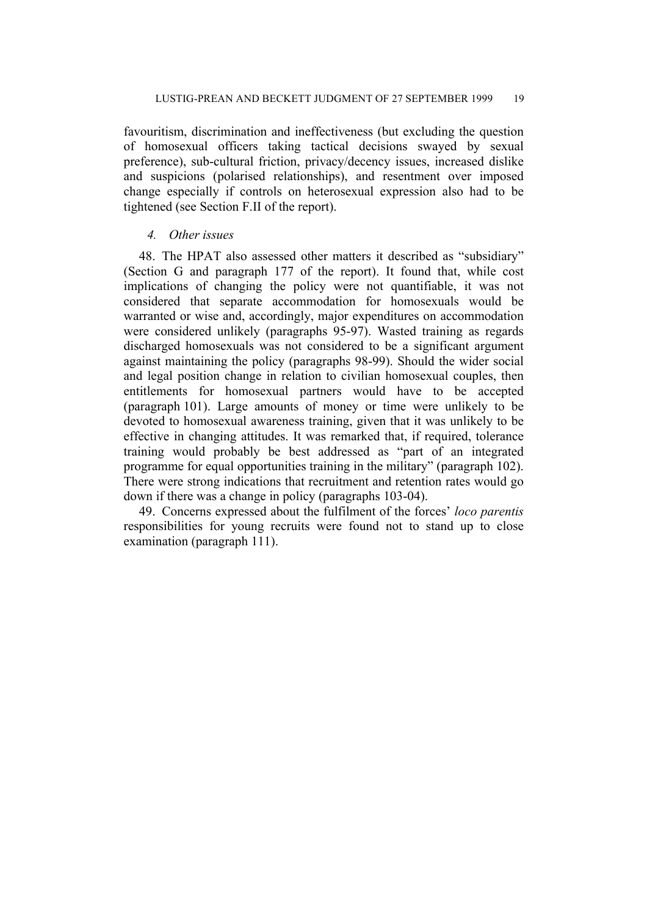favouritism, discrimination and ineffectiveness (but excluding the question of homosexual officers taking tactical decisions swayed by sexual preference), sub-cultural friction, privacy/decency issues, increased dislike and suspicions (polarised relationships), and resentment over imposed change especially if controls on heterosexual expression also had to be tightened (see Section F.II of the report).

#### *4. Other issues*

48. The HPAT also assessed other matters it described as "subsidiary" (Section G and paragraph 177 of the report). It found that, while cost implications of changing the policy were not quantifiable, it was not considered that separate accommodation for homosexuals would be warranted or wise and, accordingly, major expenditures on accommodation were considered unlikely (paragraphs 95-97). Wasted training as regards discharged homosexuals was not considered to be a significant argument against maintaining the policy (paragraphs 98-99). Should the wider social and legal position change in relation to civilian homosexual couples, then entitlements for homosexual partners would have to be accepted (paragraph 101). Large amounts of money or time were unlikely to be devoted to homosexual awareness training, given that it was unlikely to be effective in changing attitudes. It was remarked that, if required, tolerance training would probably be best addressed as "part of an integrated programme for equal opportunities training in the military" (paragraph 102). There were strong indications that recruitment and retention rates would go down if there was a change in policy (paragraphs 103-04).

49. Concerns expressed about the fulfilment of the forces' *loco parentis* responsibilities for young recruits were found not to stand up to close examination (paragraph 111).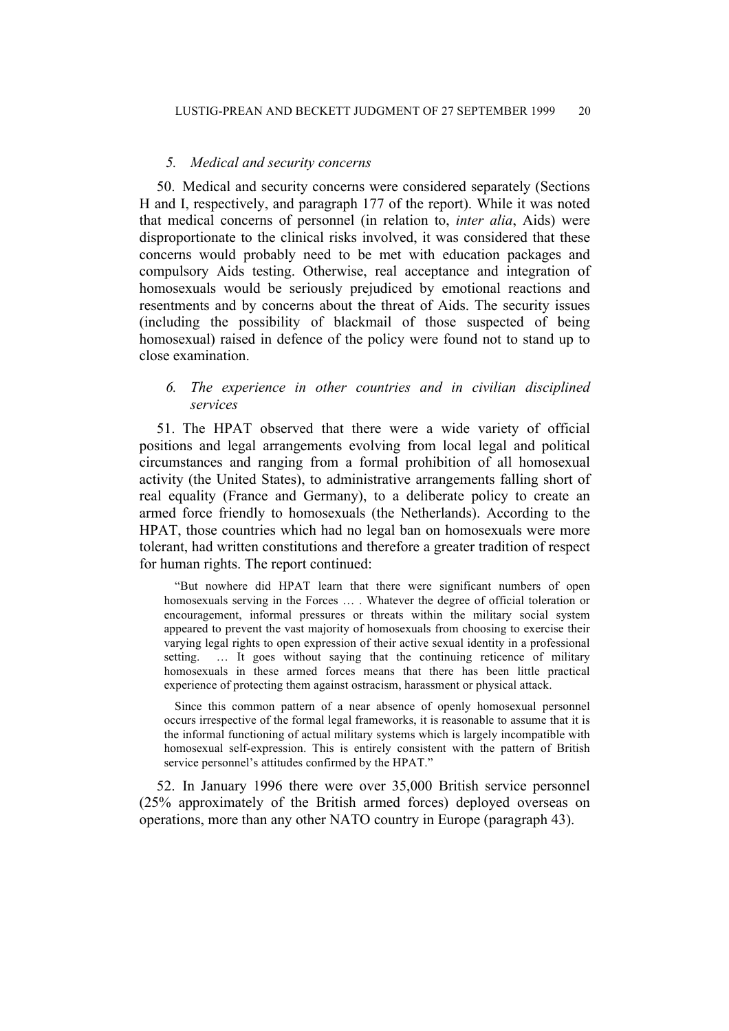### *5. Medical and security concerns*

50. Medical and security concerns were considered separately (Sections H and I, respectively, and paragraph 177 of the report). While it was noted that medical concerns of personnel (in relation to, *inter alia*, Aids) were disproportionate to the clinical risks involved, it was considered that these concerns would probably need to be met with education packages and compulsory Aids testing. Otherwise, real acceptance and integration of homosexuals would be seriously prejudiced by emotional reactions and resentments and by concerns about the threat of Aids. The security issues (including the possibility of blackmail of those suspected of being homosexual) raised in defence of the policy were found not to stand up to close examination.

### *6. The experience in other countries and in civilian disciplined services*

51. The HPAT observed that there were a wide variety of official positions and legal arrangements evolving from local legal and political circumstances and ranging from a formal prohibition of all homosexual activity (the United States), to administrative arrangements falling short of real equality (France and Germany), to a deliberate policy to create an armed force friendly to homosexuals (the Netherlands). According to the HPAT, those countries which had no legal ban on homosexuals were more tolerant, had written constitutions and therefore a greater tradition of respect for human rights. The report continued:

> "But nowhere did HPAT learn that there were significant numbers of open homosexuals serving in the Forces … . Whatever the degree of official toleration or encouragement, informal pressures or threats within the military social system appeared to prevent the vast majority of homosexuals from choosing to exercise their varying legal rights to open expression of their active sexual identity in a professional setting. … It goes without saying that the continuing reticence of military homosexuals in these armed forces means that there has been little practical experience of protecting them against ostracism, harassment or physical attack.
>
> Since this common pattern of a near absence of openly homosexual personnel occurs irrespective of the formal legal frameworks, it is reasonable to assume that it is the informal functioning of actual military systems which is largely incompatible with homosexual self-expression. This is entirely consistent with the pattern of British service personnel's attitudes confirmed by the HPAT."

52. In January 1996 there were over 35,000 British service personnel (25% approximately of the British armed forces) deployed overseas on operations, more than any other NATO country in Europe (paragraph 43).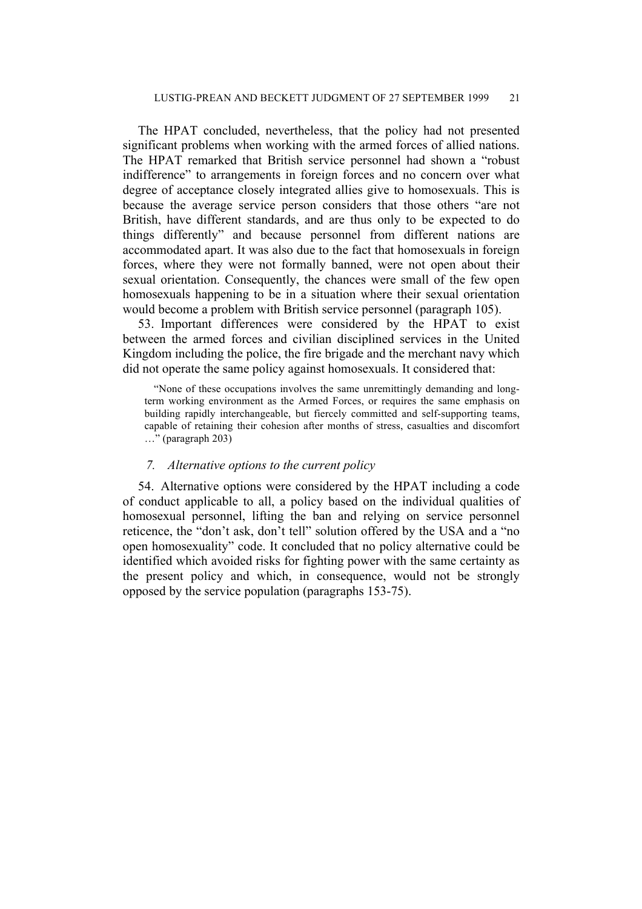The HPAT concluded, nevertheless, that the policy had not presented significant problems when working with the armed forces of allied nations. The HPAT remarked that British service personnel had shown a "robust indifference" to arrangements in foreign forces and no concern over what degree of acceptance closely integrated allies give to homosexuals. This is because the average service person considers that those others "are not British, have different standards, and are thus only to be expected to do things differently" and because personnel from different nations are accommodated apart. It was also due to the fact that homosexuals in foreign forces, where they were not formally banned, were not open about their sexual orientation. Consequently, the chances were small of the few open homosexuals happening to be in a situation where their sexual orientation would become a problem with British service personnel (paragraph 105).

53. Important differences were considered by the HPAT to exist between the armed forces and civilian disciplined services in the United Kingdom including the police, the fire brigade and the merchant navy which did not operate the same policy against homosexuals. It considered that:

> "None of these occupations involves the same unremittingly demanding and long-term working environment as the Armed Forces, or requires the same emphasis on building rapidly interchangeable, but fiercely committed and self-supporting teams, capable of retaining their cohesion after months of stress, casualties and discomfort …" (paragraph 203)

### *7. Alternative options to the current policy*

54. Alternative options were considered by the HPAT including a code of conduct applicable to all, a policy based on the individual qualities of homosexual personnel, lifting the ban and relying on service personnel reticence, the "don't ask, don't tell" solution offered by the USA and a "no open homosexuality" code. It concluded that no policy alternative could be identified which avoided risks for fighting power with the same certainty as the present policy and which, in consequence, would not be strongly opposed by the service population (paragraphs 153-75).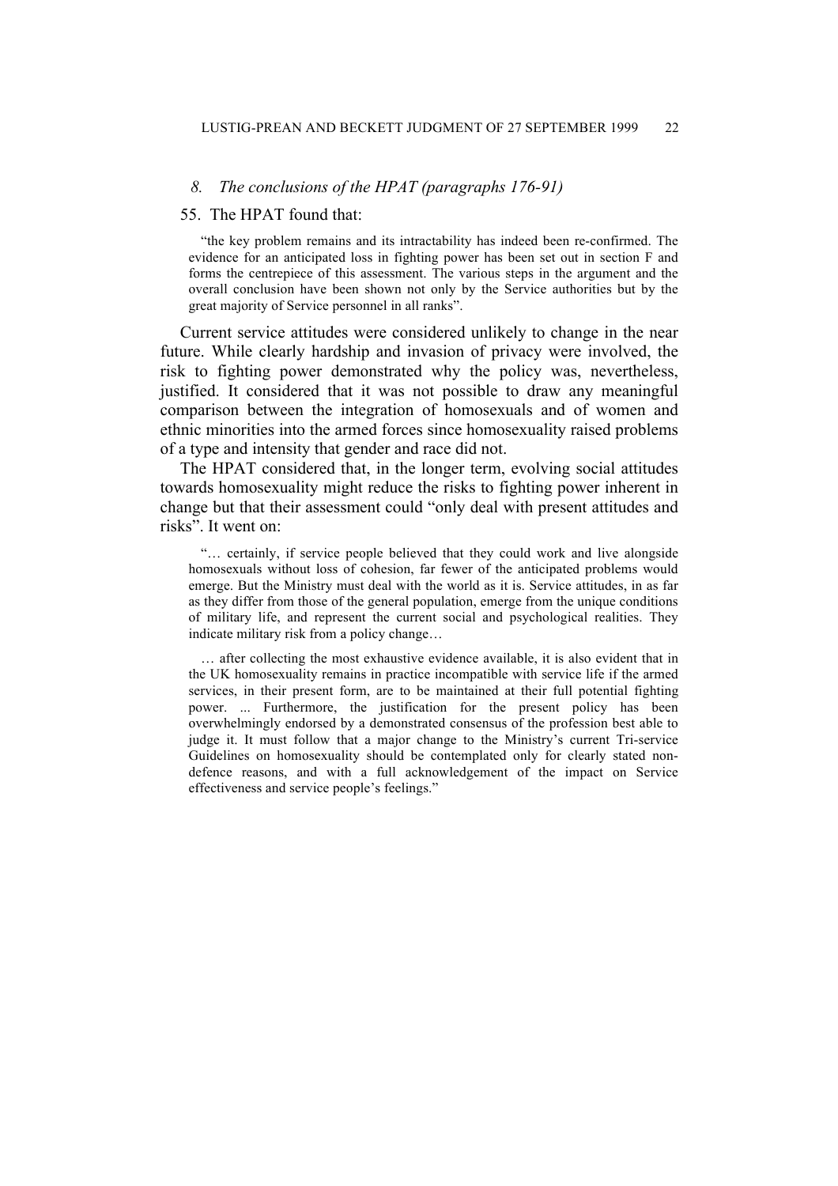### *8. The conclusions of the HPAT (paragraphs 176-91)*

55. The HPAT found that:

> "the key problem remains and its intractability has indeed been re-confirmed. The evidence for an anticipated loss in fighting power has been set out in section F and forms the centrepiece of this assessment. The various steps in the argument and the overall conclusion have been shown not only by the Service authorities but by the great majority of Service personnel in all ranks".

Current service attitudes were considered unlikely to change in the near future. While clearly hardship and invasion of privacy were involved, the risk to fighting power demonstrated why the policy was, nevertheless, justified. It considered that it was not possible to draw any meaningful comparison between the integration of homosexuals and of women and ethnic minorities into the armed forces since homosexuality raised problems of a type and intensity that gender and race did not.

The HPAT considered that, in the longer term, evolving social attitudes towards homosexuality might reduce the risks to fighting power inherent in change but that their assessment could "only deal with present attitudes and risks". It went on:

> "… certainly, if service people believed that they could work and live alongside homosexuals without loss of cohesion, far fewer of the anticipated problems would emerge. But the Ministry must deal with the world as it is. Service attitudes, in as far as they differ from those of the general population, emerge from the unique conditions of military life, and represent the current social and psychological realities. They indicate military risk from a policy change…
>
> … after collecting the most exhaustive evidence available, it is also evident that in the UK homosexuality remains in practice incompatible with service life if the armed services, in their present form, are to be maintained at their full potential fighting power. ... Furthermore, the justification for the present policy has been overwhelmingly endorsed by a demonstrated consensus of the profession best able to judge it. It must follow that a major change to the Ministry's current Tri-service Guidelines on homosexuality should be contemplated only for clearly stated non-defence reasons, and with a full acknowledgement of the impact on Service effectiveness and service people's feelings."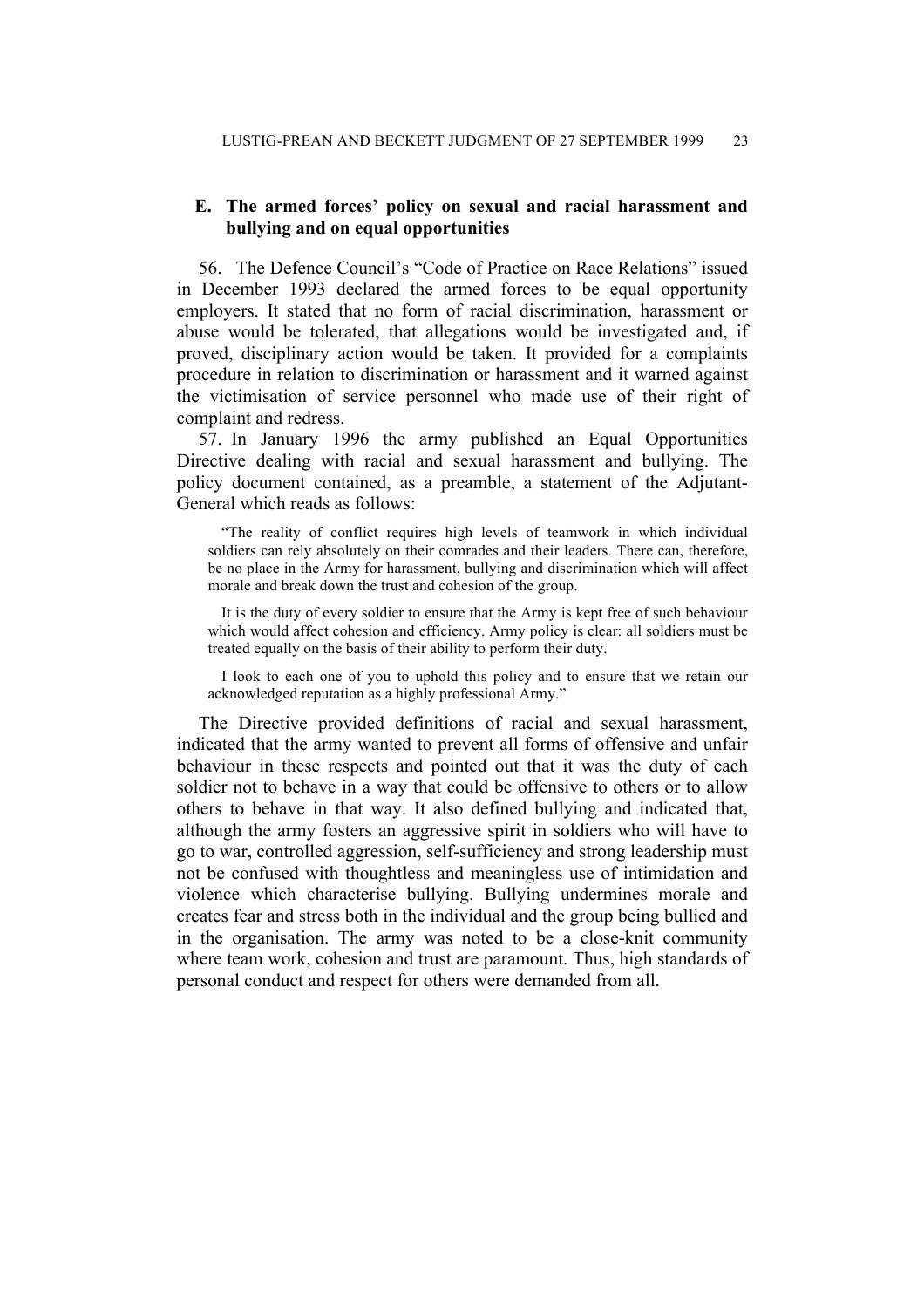### E. The armed forces' policy on sexual and racial harassment and bullying and on equal opportunities

56. The Defence Council's "Code of Practice on Race Relations" issued in December 1993 declared the armed forces to be equal opportunity employers. It stated that no form of racial discrimination, harassment or abuse would be tolerated, that allegations would be investigated and, if proved, disciplinary action would be taken. It provided for a complaints procedure in relation to discrimination or harassment and it warned against the victimisation of service personnel who made use of their right of complaint and redress.

57. In January 1996 the army published an Equal Opportunities Directive dealing with racial and sexual harassment and bullying. The policy document contained, as a preamble, a statement of the Adjutant-General which reads as follows:

> "The reality of conflict requires high levels of teamwork in which individual soldiers can rely absolutely on their comrades and their leaders. There can, therefore, be no place in the Army for harassment, bullying and discrimination which will affect morale and break down the trust and cohesion of the group.
>
> It is the duty of every soldier to ensure that the Army is kept free of such behaviour which would affect cohesion and efficiency. Army policy is clear: all soldiers must be treated equally on the basis of their ability to perform their duty.
>
> I look to each one of you to uphold this policy and to ensure that we retain our acknowledged reputation as a highly professional Army."

The Directive provided definitions of racial and sexual harassment, indicated that the army wanted to prevent all forms of offensive and unfair behaviour in these respects and pointed out that it was the duty of each soldier not to behave in a way that could be offensive to others or to allow others to behave in that way. It also defined bullying and indicated that, although the army fosters an aggressive spirit in soldiers who will have to go to war, controlled aggression, self-sufficiency and strong leadership must not be confused with thoughtless and meaningless use of intimidation and violence which characterise bullying. Bullying undermines morale and creates fear and stress both in the individual and the group being bullied and in the organisation. The army was noted to be a close-knit community where team work, cohesion and trust are paramount. Thus, high standards of personal conduct and respect for others were demanded from all.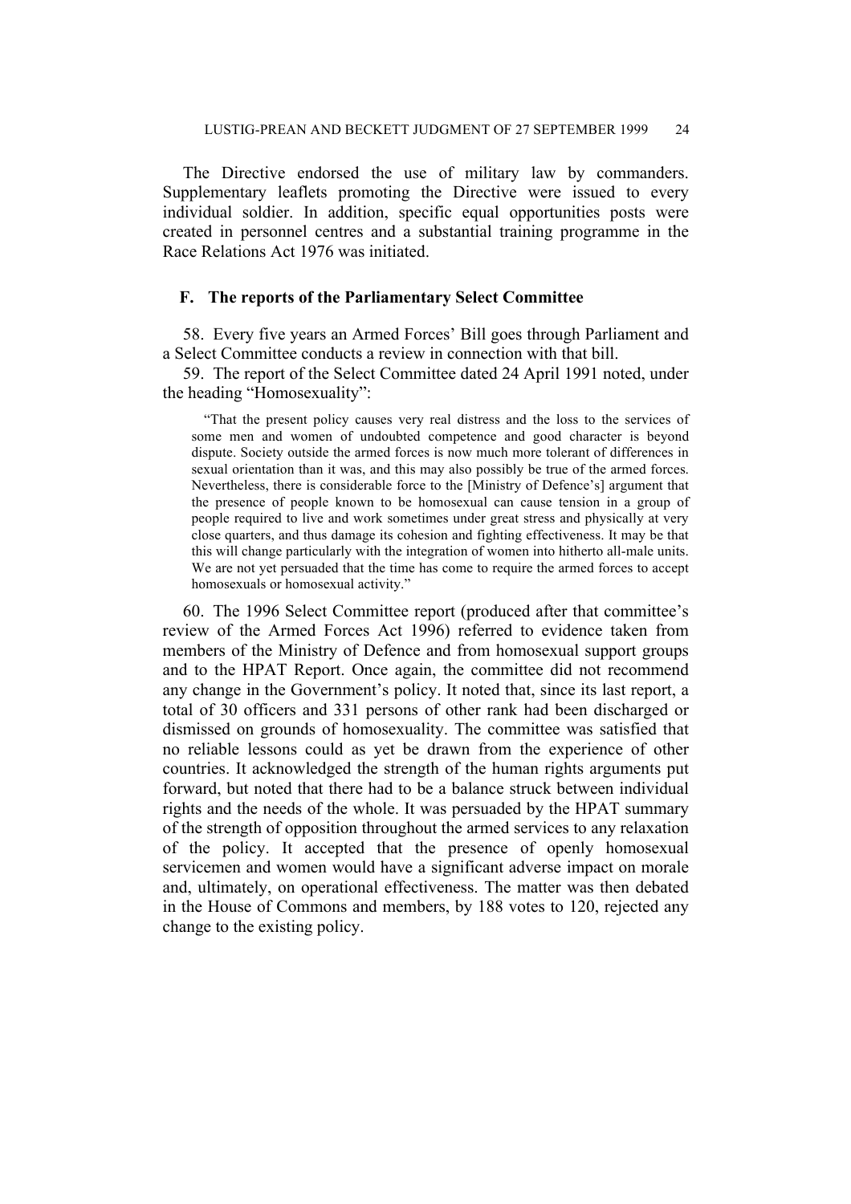The Directive endorsed the use of military law by commanders. Supplementary leaflets promoting the Directive were issued to every individual soldier. In addition, specific equal opportunities posts were created in personnel centres and a substantial training programme in the Race Relations Act 1976 was initiated.

### F. The reports of the Parliamentary Select Committee

58. Every five years an Armed Forces' Bill goes through Parliament and a Select Committee conducts a review in connection with that bill.

59. The report of the Select Committee dated 24 April 1991 noted, under the heading "Homosexuality":

> "That the present policy causes very real distress and the loss to the services of some men and women of undoubted competence and good character is beyond dispute. Society outside the armed forces is now much more tolerant of differences in sexual orientation than it was, and this may also possibly be true of the armed forces. Nevertheless, there is considerable force to the [Ministry of Defence's] argument that the presence of people known to be homosexual can cause tension in a group of people required to live and work sometimes under great stress and physically at very close quarters, and thus damage its cohesion and fighting effectiveness. It may be that this will change particularly with the integration of women into hitherto all-male units. We are not yet persuaded that the time has come to require the armed forces to accept homosexuals or homosexual activity."

60. The 1996 Select Committee report (produced after that committee's review of the Armed Forces Act 1996) referred to evidence taken from members of the Ministry of Defence and from homosexual support groups and to the HPAT Report. Once again, the committee did not recommend any change in the Government's policy. It noted that, since its last report, a total of 30 officers and 331 persons of other rank had been discharged or dismissed on grounds of homosexuality. The committee was satisfied that no reliable lessons could as yet be drawn from the experience of other countries. It acknowledged the strength of the human rights arguments put forward, but noted that there had to be a balance struck between individual rights and the needs of the whole. It was persuaded by the HPAT summary of the strength of opposition throughout the armed services to any relaxation of the policy. It accepted that the presence of openly homosexual servicemen and women would have a significant adverse impact on morale and, ultimately, on operational effectiveness. The matter was then debated in the House of Commons and members, by 188 votes to 120, rejected any change to the existing policy.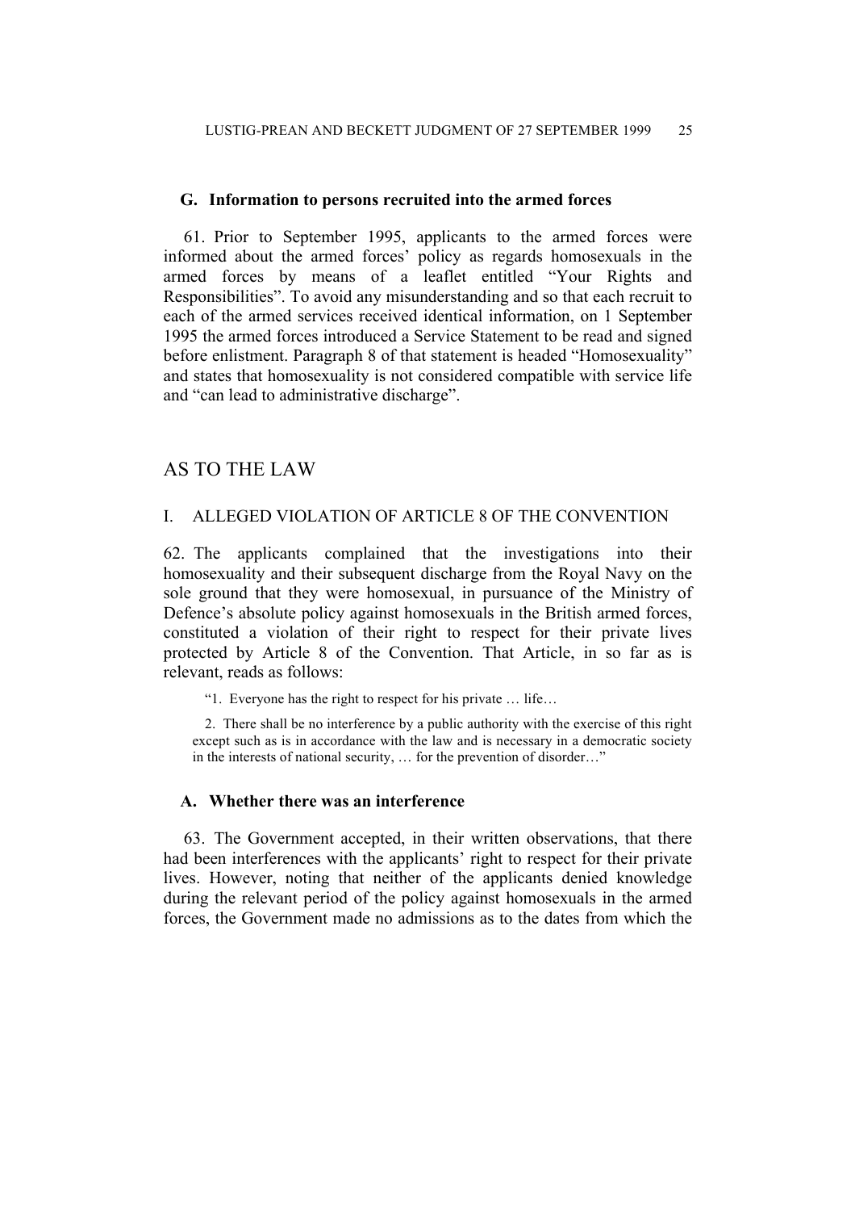### G. Information to persons recruited into the armed forces

61. Prior to September 1995, applicants to the armed forces were informed about the armed forces' policy as regards homosexuals in the armed forces by means of a leaflet entitled "Your Rights and Responsibilities". To avoid any misunderstanding and so that each recruit to each of the armed services received identical information, on 1 September 1995 the armed forces introduced a Service Statement to be read and signed before enlistment. Paragraph 8 of that statement is headed "Homosexuality" and states that homosexuality is not considered compatible with service life and "can lead to administrative discharge".

## AS TO THE LAW

### I. ALLEGED VIOLATION OF ARTICLE 8 OF THE CONVENTION

62. The applicants complained that the investigations into their homosexuality and their subsequent discharge from the Royal Navy on the sole ground that they were homosexual, in pursuance of the Ministry of Defence's absolute policy against homosexuals in the British armed forces, constituted a violation of their right to respect for their private lives protected by Article 8 of the Convention. That Article, in so far as is relevant, reads as follows:

> "1. Everyone has the right to respect for his private … life…
>
> 2. There shall be no interference by a public authority with the exercise of this right except such as is in accordance with the law and is necessary in a democratic society in the interests of national security, … for the prevention of disorder…"

### A. Whether there was an interference

63. The Government accepted, in their written observations, that there had been interferences with the applicants' right to respect for their private lives. However, noting that neither of the applicants denied knowledge during the relevant period of the policy against homosexuals in the armed forces, the Government made no admissions as to the dates from which the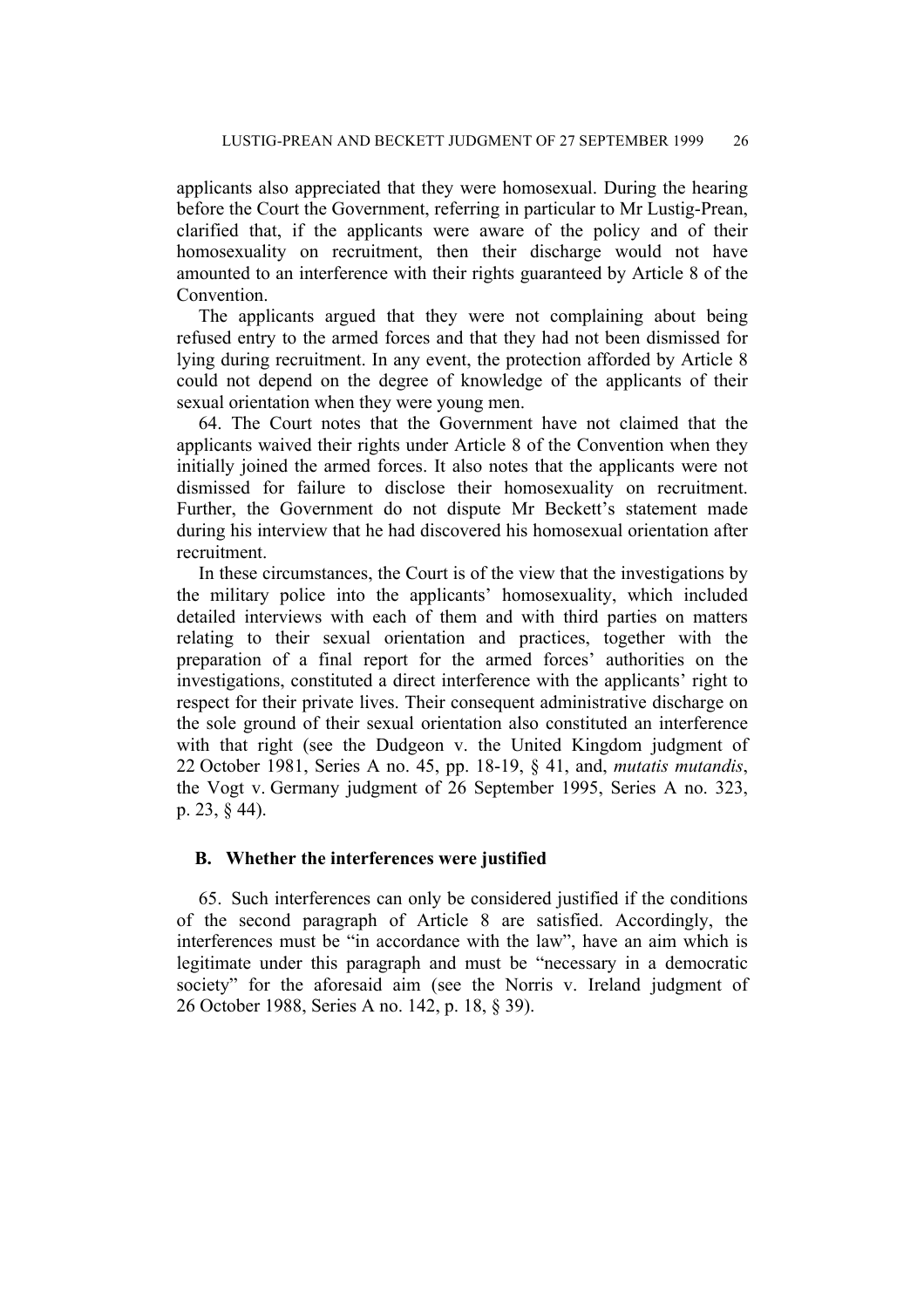applicants also appreciated that they were homosexual. During the hearing before the Court the Government, referring in particular to Mr Lustig-Prean, clarified that, if the applicants were aware of the policy and of their homosexuality on recruitment, then their discharge would not have amounted to an interference with their rights guaranteed by Article 8 of the Convention.

The applicants argued that they were not complaining about being refused entry to the armed forces and that they had not been dismissed for lying during recruitment. In any event, the protection afforded by Article 8 could not depend on the degree of knowledge of the applicants of their sexual orientation when they were young men.

64. The Court notes that the Government have not claimed that the applicants waived their rights under Article 8 of the Convention when they initially joined the armed forces. It also notes that the applicants were not dismissed for failure to disclose their homosexuality on recruitment. Further, the Government do not dispute Mr Beckett's statement made during his interview that he had discovered his homosexual orientation after recruitment.

In these circumstances, the Court is of the view that the investigations by the military police into the applicants' homosexuality, which included detailed interviews with each of them and with third parties on matters relating to their sexual orientation and practices, together with the preparation of a final report for the armed forces' authorities on the investigations, constituted a direct interference with the applicants' right to respect for their private lives. Their consequent administrative discharge on the sole ground of their sexual orientation also constituted an interference with that right (see the Dudgeon v. the United Kingdom judgment of 22 October 1981, Series A no. 45, pp. 18-19, § 41, and, *mutatis mutandis*, the Vogt v. Germany judgment of 26 September 1995, Series A no. 323, p. 23, § 44).

### B. Whether the interferences were justified

65. Such interferences can only be considered justified if the conditions of the second paragraph of Article 8 are satisfied. Accordingly, the interferences must be "in accordance with the law", have an aim which is legitimate under this paragraph and must be "necessary in a democratic society" for the aforesaid aim (see the Norris v. Ireland judgment of 26 October 1988, Series A no. 142, p. 18, § 39).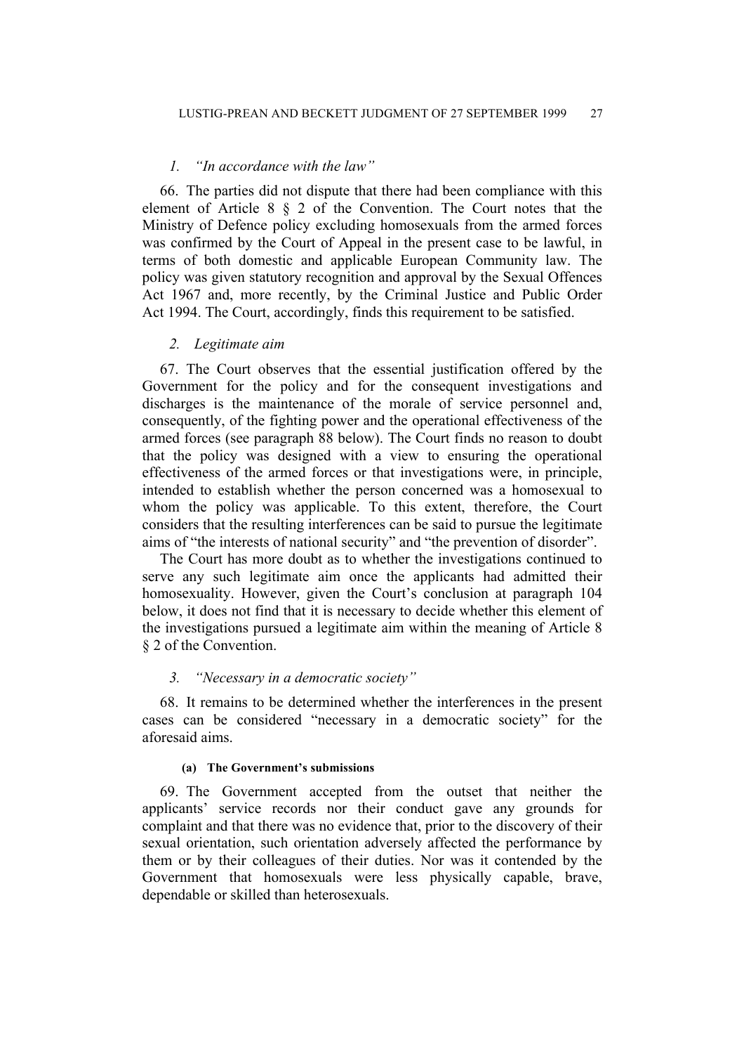### *1. "In accordance with the law"*

66. The parties did not dispute that there had been compliance with this element of Article 8 § 2 of the Convention. The Court notes that the Ministry of Defence policy excluding homosexuals from the armed forces was confirmed by the Court of Appeal in the present case to be lawful, in terms of both domestic and applicable European Community law. The policy was given statutory recognition and approval by the Sexual Offences Act 1967 and, more recently, by the Criminal Justice and Public Order Act 1994. The Court, accordingly, finds this requirement to be satisfied.

### *2. Legitimate aim*

67. The Court observes that the essential justification offered by the Government for the policy and for the consequent investigations and discharges is the maintenance of the morale of service personnel and, consequently, of the fighting power and the operational effectiveness of the armed forces (see paragraph 88 below). The Court finds no reason to doubt that the policy was designed with a view to ensuring the operational effectiveness of the armed forces or that investigations were, in principle, intended to establish whether the person concerned was a homosexual to whom the policy was applicable. To this extent, therefore, the Court considers that the resulting interferences can be said to pursue the legitimate aims of "the interests of national security" and "the prevention of disorder".

The Court has more doubt as to whether the investigations continued to serve any such legitimate aim once the applicants had admitted their homosexuality. However, given the Court's conclusion at paragraph 104 below, it does not find that it is necessary to decide whether this element of the investigations pursued a legitimate aim within the meaning of Article 8 § 2 of the Convention.

### *3. "Necessary in a democratic society"*

68. It remains to be determined whether the interferences in the present cases can be considered "necessary in a democratic society" for the aforesaid aims.

#### **(a) The Government's submissions**

69. The Government accepted from the outset that neither the applicants' service records nor their conduct gave any grounds for complaint and that there was no evidence that, prior to the discovery of their sexual orientation, such orientation adversely affected the performance by them or by their colleagues of their duties. Nor was it contended by the Government that homosexuals were less physically capable, brave, dependable or skilled than heterosexuals.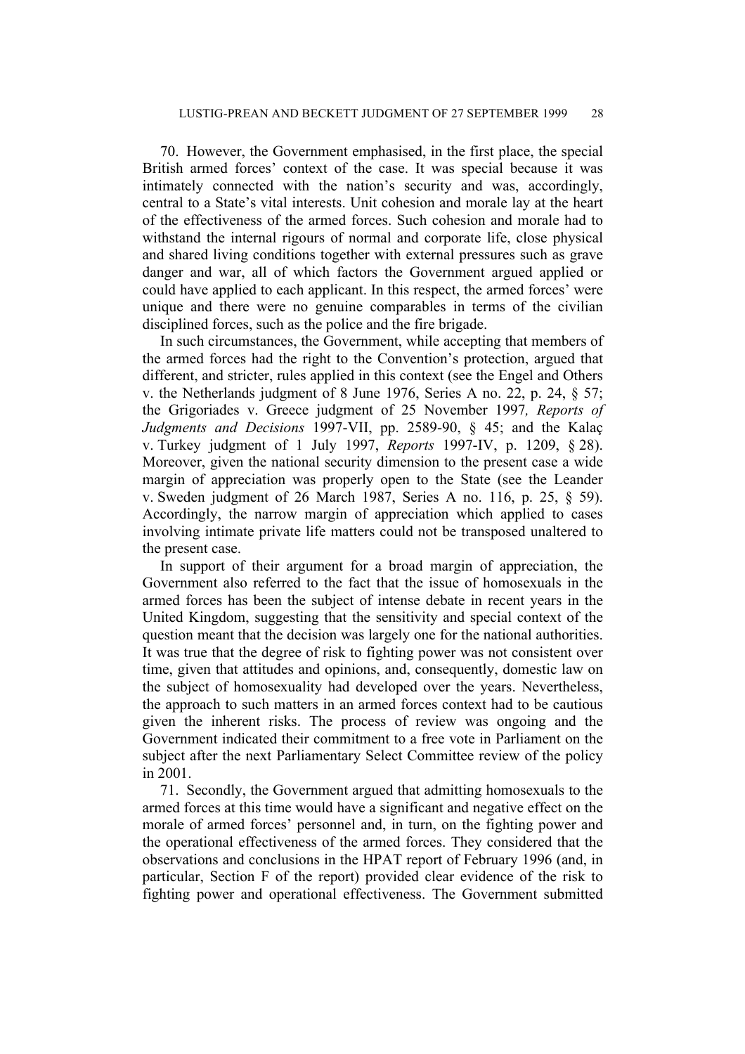70. However, the Government emphasised, in the first place, the special British armed forces' context of the case. It was special because it was intimately connected with the nation's security and was, accordingly, central to a State's vital interests. Unit cohesion and morale lay at the heart of the effectiveness of the armed forces. Such cohesion and morale had to withstand the internal rigours of normal and corporate life, close physical and shared living conditions together with external pressures such as grave danger and war, all of which factors the Government argued applied or could have applied to each applicant. In this respect, the armed forces' were unique and there were no genuine comparables in terms of the civilian disciplined forces, such as the police and the fire brigade.

In such circumstances, the Government, while accepting that members of the armed forces had the right to the Convention's protection, argued that different, and stricter, rules applied in this context (see the Engel and Others v. the Netherlands judgment of 8 June 1976, Series A no. 22, p. 24, § 57; the Grigoriades v. Greece judgment of 25 November 1997*, Reports of Judgments and Decisions* 1997-VII, pp. 2589-90, § 45; and the Kalaç v. Turkey judgment of 1 July 1997, *Reports* 1997-IV, p. 1209, § 28). Moreover, given the national security dimension to the present case a wide margin of appreciation was properly open to the State (see the Leander v. Sweden judgment of 26 March 1987, Series A no. 116, p. 25, § 59). Accordingly, the narrow margin of appreciation which applied to cases involving intimate private life matters could not be transposed unaltered to the present case.

In support of their argument for a broad margin of appreciation, the Government also referred to the fact that the issue of homosexuals in the armed forces has been the subject of intense debate in recent years in the United Kingdom, suggesting that the sensitivity and special context of the question meant that the decision was largely one for the national authorities. It was true that the degree of risk to fighting power was not consistent over time, given that attitudes and opinions, and, consequently, domestic law on the subject of homosexuality had developed over the years. Nevertheless, the approach to such matters in an armed forces context had to be cautious given the inherent risks. The process of review was ongoing and the Government indicated their commitment to a free vote in Parliament on the subject after the next Parliamentary Select Committee review of the policy in 2001.

71. Secondly, the Government argued that admitting homosexuals to the armed forces at this time would have a significant and negative effect on the morale of armed forces' personnel and, in turn, on the fighting power and the operational effectiveness of the armed forces. They considered that the observations and conclusions in the HPAT report of February 1996 (and, in particular, Section F of the report) provided clear evidence of the risk to fighting power and operational effectiveness. The Government submitted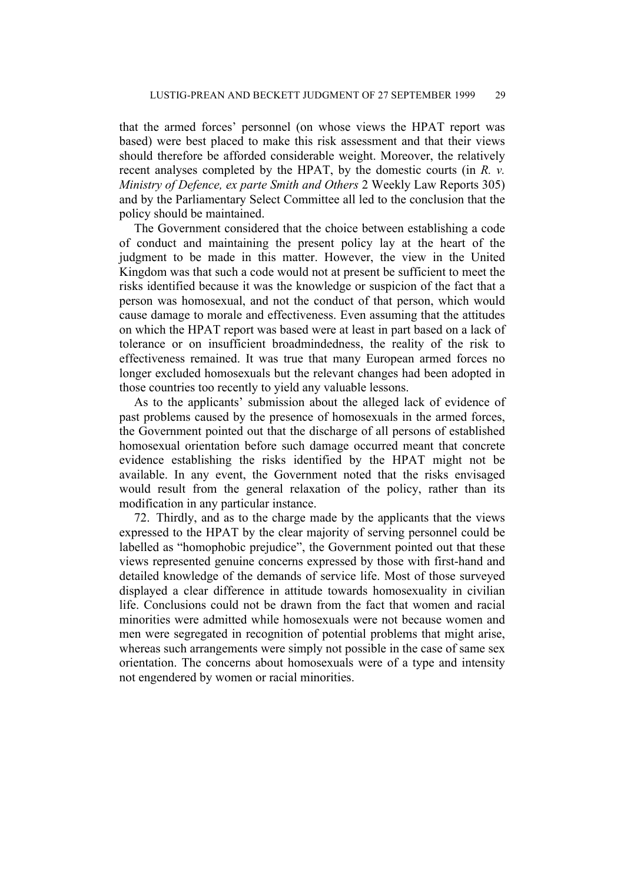that the armed forces' personnel (on whose views the HPAT report was based) were best placed to make this risk assessment and that their views should therefore be afforded considerable weight. Moreover, the relatively recent analyses completed by the HPAT, by the domestic courts (in *R. v. Ministry of Defence, ex parte Smith and Others* 2 Weekly Law Reports 305) and by the Parliamentary Select Committee all led to the conclusion that the policy should be maintained.

The Government considered that the choice between establishing a code of conduct and maintaining the present policy lay at the heart of the judgment to be made in this matter. However, the view in the United Kingdom was that such a code would not at present be sufficient to meet the risks identified because it was the knowledge or suspicion of the fact that a person was homosexual, and not the conduct of that person, which would cause damage to morale and effectiveness. Even assuming that the attitudes on which the HPAT report was based were at least in part based on a lack of tolerance or on insufficient broadmindedness, the reality of the risk to effectiveness remained. It was true that many European armed forces no longer excluded homosexuals but the relevant changes had been adopted in those countries too recently to yield any valuable lessons.

As to the applicants' submission about the alleged lack of evidence of past problems caused by the presence of homosexuals in the armed forces, the Government pointed out that the discharge of all persons of established homosexual orientation before such damage occurred meant that concrete evidence establishing the risks identified by the HPAT might not be available. In any event, the Government noted that the risks envisaged would result from the general relaxation of the policy, rather than its modification in any particular instance.

72. Thirdly, and as to the charge made by the applicants that the views expressed to the HPAT by the clear majority of serving personnel could be labelled as "homophobic prejudice", the Government pointed out that these views represented genuine concerns expressed by those with first-hand and detailed knowledge of the demands of service life. Most of those surveyed displayed a clear difference in attitude towards homosexuality in civilian life. Conclusions could not be drawn from the fact that women and racial minorities were admitted while homosexuals were not because women and men were segregated in recognition of potential problems that might arise, whereas such arrangements were simply not possible in the case of same sex orientation. The concerns about homosexuals were of a type and intensity not engendered by women or racial minorities.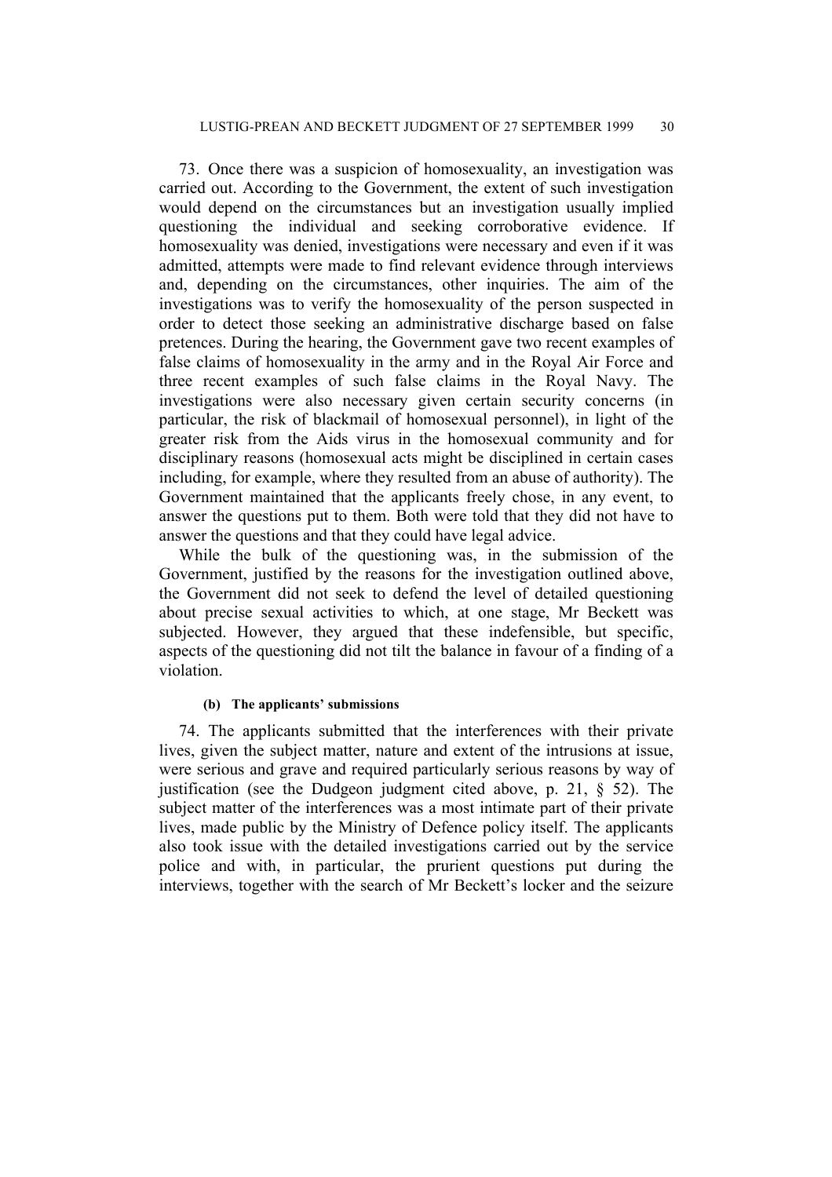73. Once there was a suspicion of homosexuality, an investigation was carried out. According to the Government, the extent of such investigation would depend on the circumstances but an investigation usually implied questioning the individual and seeking corroborative evidence. If homosexuality was denied, investigations were necessary and even if it was admitted, attempts were made to find relevant evidence through interviews and, depending on the circumstances, other inquiries. The aim of the investigations was to verify the homosexuality of the person suspected in order to detect those seeking an administrative discharge based on false pretences. During the hearing, the Government gave two recent examples of false claims of homosexuality in the army and in the Royal Air Force and three recent examples of such false claims in the Royal Navy. The investigations were also necessary given certain security concerns (in particular, the risk of blackmail of homosexual personnel), in light of the greater risk from the Aids virus in the homosexual community and for disciplinary reasons (homosexual acts might be disciplined in certain cases including, for example, where they resulted from an abuse of authority). The Government maintained that the applicants freely chose, in any event, to answer the questions put to them. Both were told that they did not have to answer the questions and that they could have legal advice.

While the bulk of the questioning was, in the submission of the Government, justified by the reasons for the investigation outlined above, the Government did not seek to defend the level of detailed questioning about precise sexual activities to which, at one stage, Mr Beckett was subjected. However, they argued that these indefensible, but specific, aspects of the questioning did not tilt the balance in favour of a finding of a violation.

#### (b) The applicants' submissions

74. The applicants submitted that the interferences with their private lives, given the subject matter, nature and extent of the intrusions at issue, were serious and grave and required particularly serious reasons by way of justification (see the Dudgeon judgment cited above, p. 21, § 52). The subject matter of the interferences was a most intimate part of their private lives, made public by the Ministry of Defence policy itself. The applicants also took issue with the detailed investigations carried out by the service police and with, in particular, the prurient questions put during the interviews, together with the search of Mr Beckett's locker and the seizure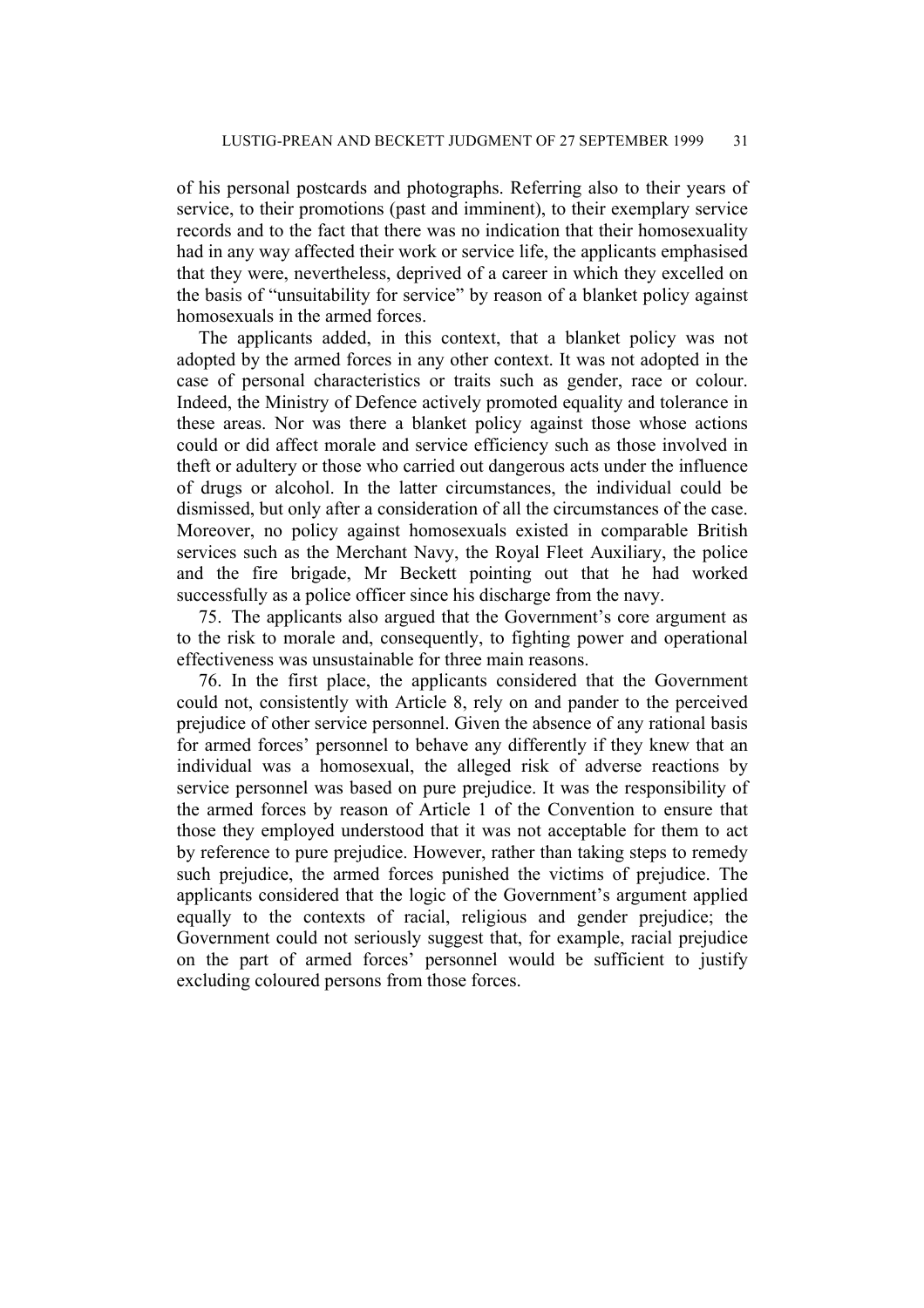of his personal postcards and photographs. Referring also to their years of service, to their promotions (past and imminent), to their exemplary service records and to the fact that there was no indication that their homosexuality had in any way affected their work or service life, the applicants emphasised that they were, nevertheless, deprived of a career in which they excelled on the basis of "unsuitability for service" by reason of a blanket policy against homosexuals in the armed forces.

The applicants added, in this context, that a blanket policy was not adopted by the armed forces in any other context. It was not adopted in the case of personal characteristics or traits such as gender, race or colour. Indeed, the Ministry of Defence actively promoted equality and tolerance in these areas. Nor was there a blanket policy against those whose actions could or did affect morale and service efficiency such as those involved in theft or adultery or those who carried out dangerous acts under the influence of drugs or alcohol. In the latter circumstances, the individual could be dismissed, but only after a consideration of all the circumstances of the case. Moreover, no policy against homosexuals existed in comparable British services such as the Merchant Navy, the Royal Fleet Auxiliary, the police and the fire brigade, Mr Beckett pointing out that he had worked successfully as a police officer since his discharge from the navy.

75. The applicants also argued that the Government's core argument as to the risk to morale and, consequently, to fighting power and operational effectiveness was unsustainable for three main reasons.

76. In the first place, the applicants considered that the Government could not, consistently with Article 8, rely on and pander to the perceived prejudice of other service personnel. Given the absence of any rational basis for armed forces' personnel to behave any differently if they knew that an individual was a homosexual, the alleged risk of adverse reactions by service personnel was based on pure prejudice. It was the responsibility of the armed forces by reason of Article 1 of the Convention to ensure that those they employed understood that it was not acceptable for them to act by reference to pure prejudice. However, rather than taking steps to remedy such prejudice, the armed forces punished the victims of prejudice. The applicants considered that the logic of the Government's argument applied equally to the contexts of racial, religious and gender prejudice; the Government could not seriously suggest that, for example, racial prejudice on the part of armed forces' personnel would be sufficient to justify excluding coloured persons from those forces.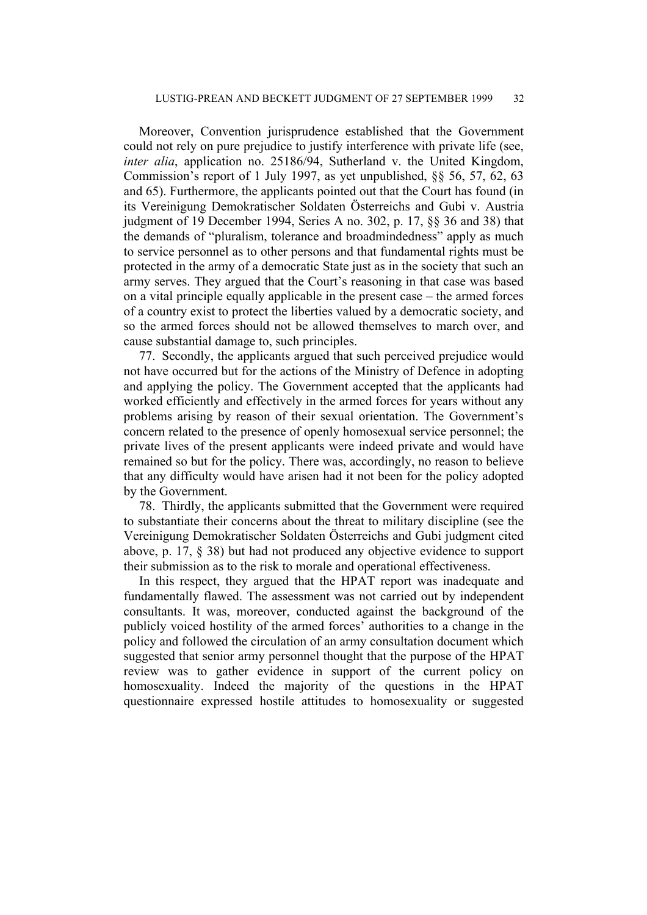Moreover, Convention jurisprudence established that the Government could not rely on pure prejudice to justify interference with private life (see, *inter alia*, application no. 25186/94, Sutherland v. the United Kingdom, Commission's report of 1 July 1997, as yet unpublished, §§ 56, 57, 62, 63 and 65). Furthermore, the applicants pointed out that the Court has found (in its Vereinigung Demokratischer Soldaten Österreichs and Gubi v. Austria judgment of 19 December 1994, Series A no. 302, p. 17, §§ 36 and 38) that the demands of "pluralism, tolerance and broadmindedness" apply as much to service personnel as to other persons and that fundamental rights must be protected in the army of a democratic State just as in the society that such an army serves. They argued that the Court's reasoning in that case was based on a vital principle equally applicable in the present case – the armed forces of a country exist to protect the liberties valued by a democratic society, and so the armed forces should not be allowed themselves to march over, and cause substantial damage to, such principles.

77. Secondly, the applicants argued that such perceived prejudice would not have occurred but for the actions of the Ministry of Defence in adopting and applying the policy. The Government accepted that the applicants had worked efficiently and effectively in the armed forces for years without any problems arising by reason of their sexual orientation. The Government's concern related to the presence of openly homosexual service personnel; the private lives of the present applicants were indeed private and would have remained so but for the policy. There was, accordingly, no reason to believe that any difficulty would have arisen had it not been for the policy adopted by the Government.

78. Thirdly, the applicants submitted that the Government were required to substantiate their concerns about the threat to military discipline (see the Vereinigung Demokratischer Soldaten Österreichs and Gubi judgment cited above, p. 17, § 38) but had not produced any objective evidence to support their submission as to the risk to morale and operational effectiveness.

In this respect, they argued that the HPAT report was inadequate and fundamentally flawed. The assessment was not carried out by independent consultants. It was, moreover, conducted against the background of the publicly voiced hostility of the armed forces' authorities to a change in the policy and followed the circulation of an army consultation document which suggested that senior army personnel thought that the purpose of the HPAT review was to gather evidence in support of the current policy on homosexuality. Indeed the majority of the questions in the HPAT questionnaire expressed hostile attitudes to homosexuality or suggested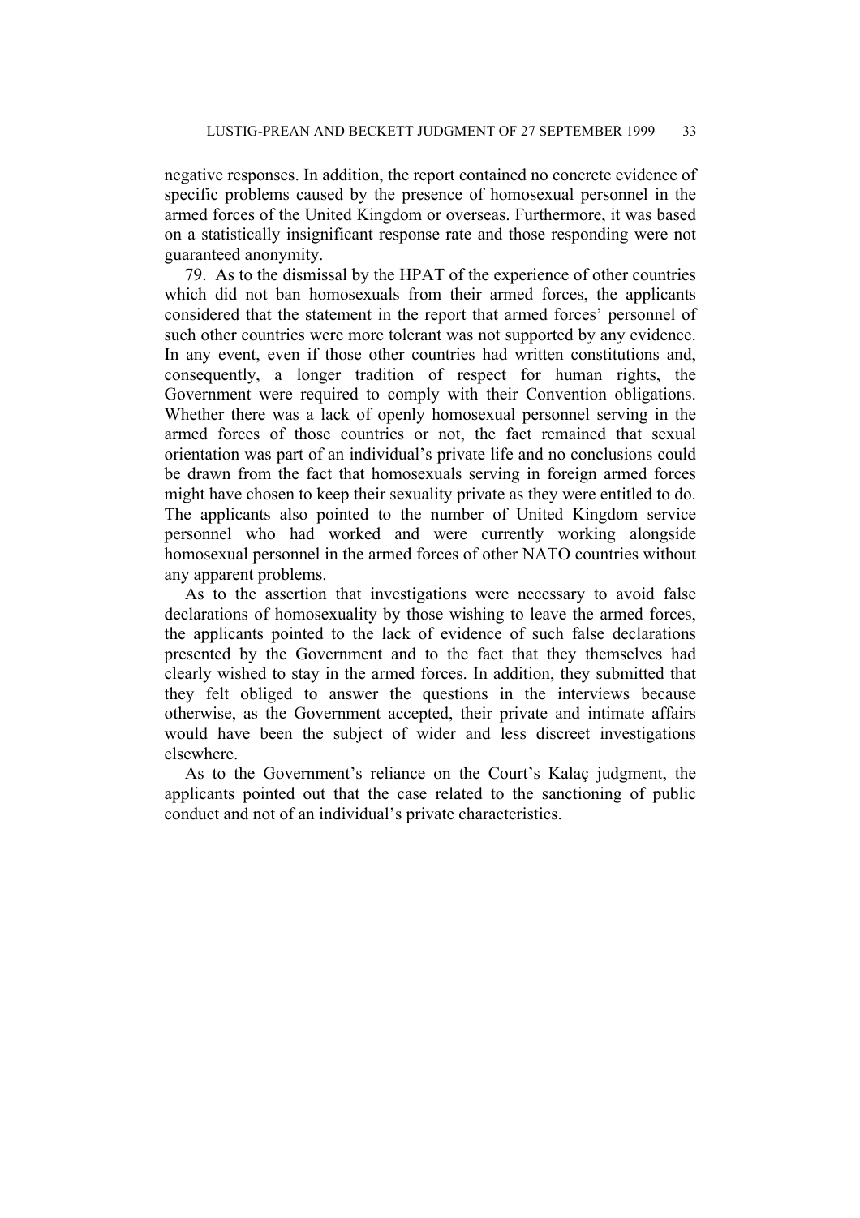negative responses. In addition, the report contained no concrete evidence of specific problems caused by the presence of homosexual personnel in the armed forces of the United Kingdom or overseas. Furthermore, it was based on a statistically insignificant response rate and those responding were not guaranteed anonymity.

79. As to the dismissal by the HPAT of the experience of other countries which did not ban homosexuals from their armed forces, the applicants considered that the statement in the report that armed forces' personnel of such other countries were more tolerant was not supported by any evidence. In any event, even if those other countries had written constitutions and, consequently, a longer tradition of respect for human rights, the Government were required to comply with their Convention obligations. Whether there was a lack of openly homosexual personnel serving in the armed forces of those countries or not, the fact remained that sexual orientation was part of an individual's private life and no conclusions could be drawn from the fact that homosexuals serving in foreign armed forces might have chosen to keep their sexuality private as they were entitled to do. The applicants also pointed to the number of United Kingdom service personnel who had worked and were currently working alongside homosexual personnel in the armed forces of other NATO countries without any apparent problems.

As to the assertion that investigations were necessary to avoid false declarations of homosexuality by those wishing to leave the armed forces, the applicants pointed to the lack of evidence of such false declarations presented by the Government and to the fact that they themselves had clearly wished to stay in the armed forces. In addition, they submitted that they felt obliged to answer the questions in the interviews because otherwise, as the Government accepted, their private and intimate affairs would have been the subject of wider and less discreet investigations elsewhere.

As to the Government's reliance on the Court's Kalaç judgment, the applicants pointed out that the case related to the sanctioning of public conduct and not of an individual's private characteristics.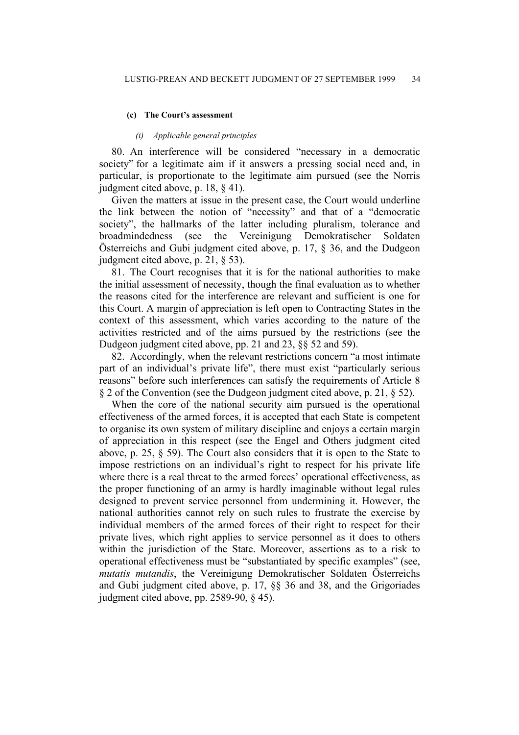#### (c) The Court's assessment

##### *(i) Applicable general principles*

80. An interference will be considered "necessary in a democratic society" for a legitimate aim if it answers a pressing social need and, in particular, is proportionate to the legitimate aim pursued (see the Norris judgment cited above, p. 18, § 41).

Given the matters at issue in the present case, the Court would underline the link between the notion of "necessity" and that of a "democratic society", the hallmarks of the latter including pluralism, tolerance and broadmindedness (see the Vereinigung Demokratischer Soldaten Österreichs and Gubi judgment cited above, p. 17, § 36, and the Dudgeon judgment cited above, p. 21, § 53).

81. The Court recognises that it is for the national authorities to make the initial assessment of necessity, though the final evaluation as to whether the reasons cited for the interference are relevant and sufficient is one for this Court. A margin of appreciation is left open to Contracting States in the context of this assessment, which varies according to the nature of the activities restricted and of the aims pursued by the restrictions (see the Dudgeon judgment cited above, pp. 21 and 23, §§ 52 and 59).

82. Accordingly, when the relevant restrictions concern "a most intimate part of an individual's private life", there must exist "particularly serious reasons" before such interferences can satisfy the requirements of Article 8 § 2 of the Convention (see the Dudgeon judgment cited above, p. 21, § 52).

When the core of the national security aim pursued is the operational effectiveness of the armed forces, it is accepted that each State is competent to organise its own system of military discipline and enjoys a certain margin of appreciation in this respect (see the Engel and Others judgment cited above, p. 25, § 59). The Court also considers that it is open to the State to impose restrictions on an individual's right to respect for his private life where there is a real threat to the armed forces' operational effectiveness, as the proper functioning of an army is hardly imaginable without legal rules designed to prevent service personnel from undermining it. However, the national authorities cannot rely on such rules to frustrate the exercise by individual members of the armed forces of their right to respect for their private lives, which right applies to service personnel as it does to others within the jurisdiction of the State. Moreover, assertions as to a risk to operational effectiveness must be "substantiated by specific examples" (see, *mutatis mutandis*, the Vereinigung Demokratischer Soldaten Österreichs and Gubi judgment cited above, p. 17, §§ 36 and 38, and the Grigoriades judgment cited above, pp. 2589-90, § 45).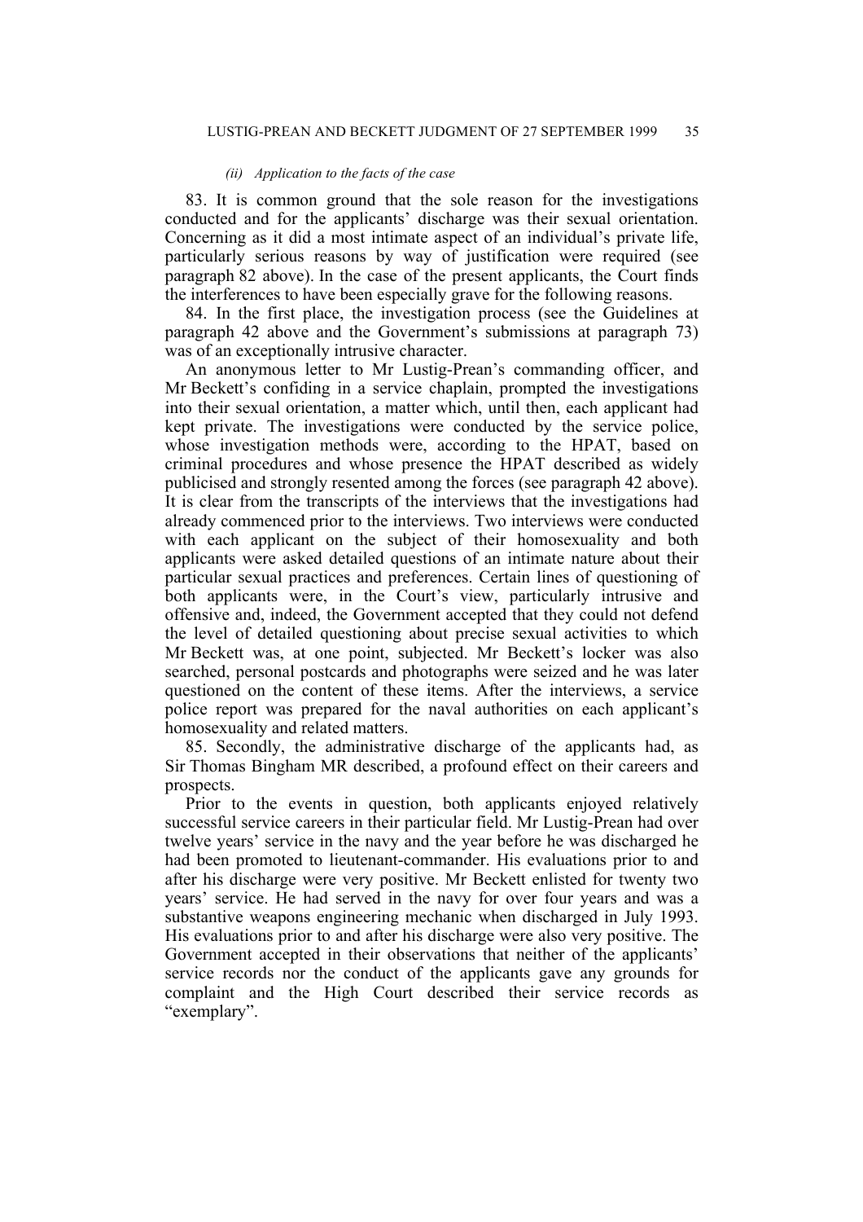*(ii) Application to the facts of the case*

83. It is common ground that the sole reason for the investigations conducted and for the applicants' discharge was their sexual orientation. Concerning as it did a most intimate aspect of an individual's private life, particularly serious reasons by way of justification were required (see paragraph 82 above). In the case of the present applicants, the Court finds the interferences to have been especially grave for the following reasons.

84. In the first place, the investigation process (see the Guidelines at paragraph 42 above and the Government's submissions at paragraph 73) was of an exceptionally intrusive character.

An anonymous letter to Mr Lustig-Prean's commanding officer, and Mr Beckett's confiding in a service chaplain, prompted the investigations into their sexual orientation, a matter which, until then, each applicant had kept private. The investigations were conducted by the service police, whose investigation methods were, according to the HPAT, based on criminal procedures and whose presence the HPAT described as widely publicised and strongly resented among the forces (see paragraph 42 above). It is clear from the transcripts of the interviews that the investigations had already commenced prior to the interviews. Two interviews were conducted with each applicant on the subject of their homosexuality and both applicants were asked detailed questions of an intimate nature about their particular sexual practices and preferences. Certain lines of questioning of both applicants were, in the Court's view, particularly intrusive and offensive and, indeed, the Government accepted that they could not defend the level of detailed questioning about precise sexual activities to which Mr Beckett was, at one point, subjected. Mr Beckett's locker was also searched, personal postcards and photographs were seized and he was later questioned on the content of these items. After the interviews, a service police report was prepared for the naval authorities on each applicant's homosexuality and related matters.

85. Secondly, the administrative discharge of the applicants had, as Sir Thomas Bingham MR described, a profound effect on their careers and prospects.

Prior to the events in question, both applicants enjoyed relatively successful service careers in their particular field. Mr Lustig-Prean had over twelve years' service in the navy and the year before he was discharged he had been promoted to lieutenant-commander. His evaluations prior to and after his discharge were very positive. Mr Beckett enlisted for twenty two years' service. He had served in the navy for over four years and was a substantive weapons engineering mechanic when discharged in July 1993. His evaluations prior to and after his discharge were also very positive. The Government accepted in their observations that neither of the applicants' service records nor the conduct of the applicants gave any grounds for complaint and the High Court described their service records as "exemplary".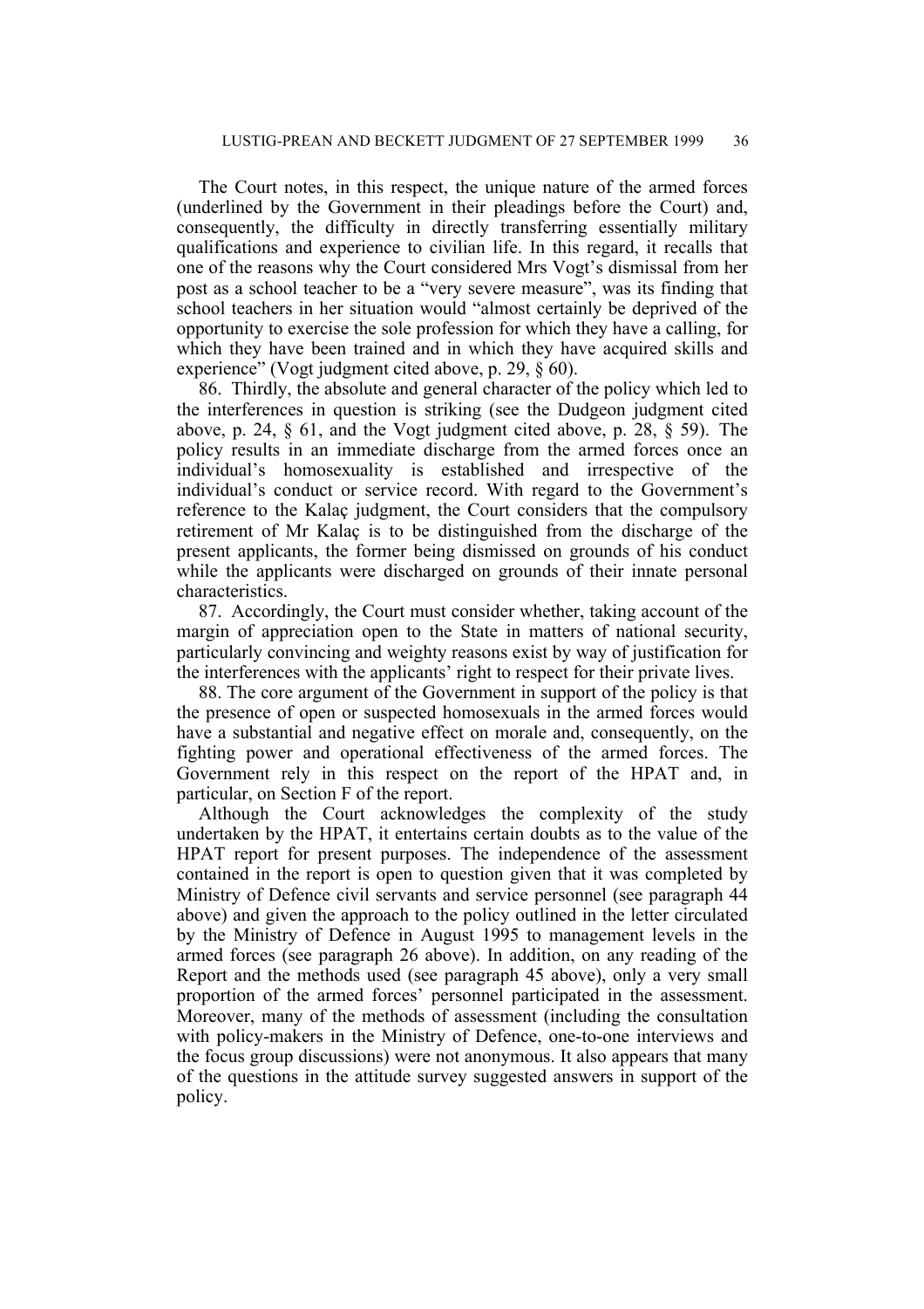The Court notes, in this respect, the unique nature of the armed forces (underlined by the Government in their pleadings before the Court) and, consequently, the difficulty in directly transferring essentially military qualifications and experience to civilian life. In this regard, it recalls that one of the reasons why the Court considered Mrs Vogt's dismissal from her post as a school teacher to be a "very severe measure", was its finding that school teachers in her situation would "almost certainly be deprived of the opportunity to exercise the sole profession for which they have a calling, for which they have been trained and in which they have acquired skills and experience" (Vogt judgment cited above, p. 29, § 60).

86. Thirdly, the absolute and general character of the policy which led to the interferences in question is striking (see the Dudgeon judgment cited above, p. 24, § 61, and the Vogt judgment cited above, p. 28, § 59). The policy results in an immediate discharge from the armed forces once an individual's homosexuality is established and irrespective of the individual's conduct or service record. With regard to the Government's reference to the Kalaç judgment, the Court considers that the compulsory retirement of Mr Kalaç is to be distinguished from the discharge of the present applicants, the former being dismissed on grounds of his conduct while the applicants were discharged on grounds of their innate personal characteristics.

87. Accordingly, the Court must consider whether, taking account of the margin of appreciation open to the State in matters of national security, particularly convincing and weighty reasons exist by way of justification for the interferences with the applicants' right to respect for their private lives.

88. The core argument of the Government in support of the policy is that the presence of open or suspected homosexuals in the armed forces would have a substantial and negative effect on morale and, consequently, on the fighting power and operational effectiveness of the armed forces. The Government rely in this respect on the report of the HPAT and, in particular, on Section F of the report.

Although the Court acknowledges the complexity of the study undertaken by the HPAT, it entertains certain doubts as to the value of the HPAT report for present purposes. The independence of the assessment contained in the report is open to question given that it was completed by Ministry of Defence civil servants and service personnel (see paragraph 44 above) and given the approach to the policy outlined in the letter circulated by the Ministry of Defence in August 1995 to management levels in the armed forces (see paragraph 26 above). In addition, on any reading of the Report and the methods used (see paragraph 45 above), only a very small proportion of the armed forces' personnel participated in the assessment. Moreover, many of the methods of assessment (including the consultation with policy-makers in the Ministry of Defence, one-to-one interviews and the focus group discussions) were not anonymous. It also appears that many of the questions in the attitude survey suggested answers in support of the policy.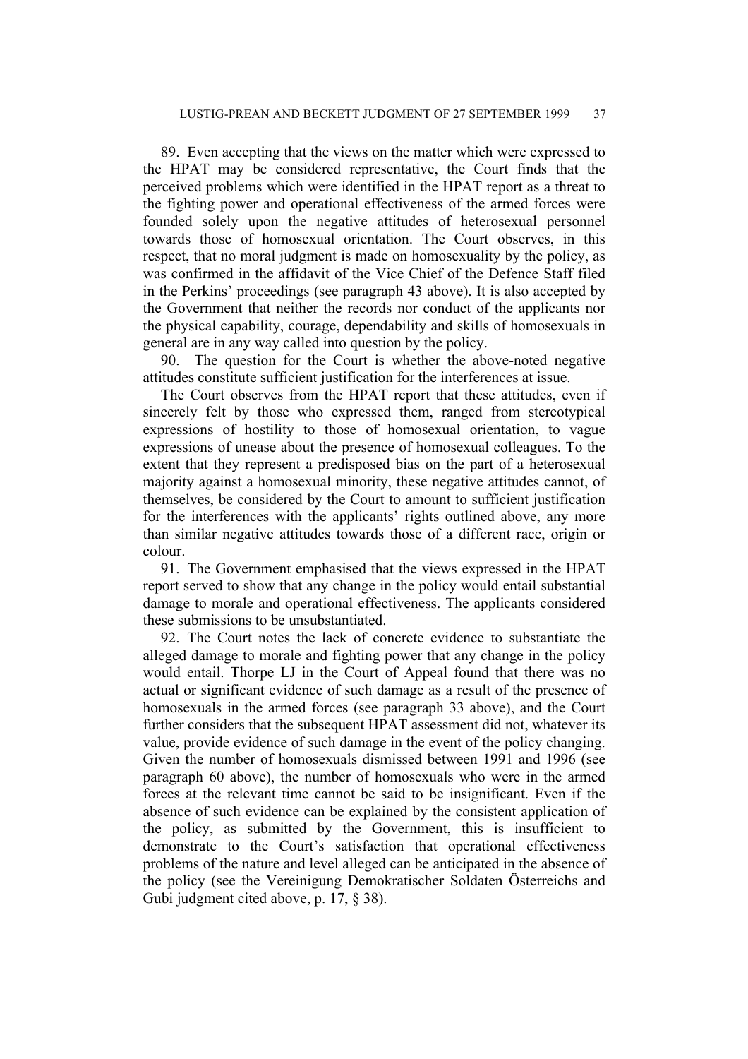89. Even accepting that the views on the matter which were expressed to the HPAT may be considered representative, the Court finds that the perceived problems which were identified in the HPAT report as a threat to the fighting power and operational effectiveness of the armed forces were founded solely upon the negative attitudes of heterosexual personnel towards those of homosexual orientation. The Court observes, in this respect, that no moral judgment is made on homosexuality by the policy, as was confirmed in the affidavit of the Vice Chief of the Defence Staff filed in the Perkins' proceedings (see paragraph 43 above). It is also accepted by the Government that neither the records nor conduct of the applicants nor the physical capability, courage, dependability and skills of homosexuals in general are in any way called into question by the policy.

90. The question for the Court is whether the above-noted negative attitudes constitute sufficient justification for the interferences at issue.

The Court observes from the HPAT report that these attitudes, even if sincerely felt by those who expressed them, ranged from stereotypical expressions of hostility to those of homosexual orientation, to vague expressions of unease about the presence of homosexual colleagues. To the extent that they represent a predisposed bias on the part of a heterosexual majority against a homosexual minority, these negative attitudes cannot, of themselves, be considered by the Court to amount to sufficient justification for the interferences with the applicants' rights outlined above, any more than similar negative attitudes towards those of a different race, origin or colour.

91. The Government emphasised that the views expressed in the HPAT report served to show that any change in the policy would entail substantial damage to morale and operational effectiveness. The applicants considered these submissions to be unsubstantiated.

92. The Court notes the lack of concrete evidence to substantiate the alleged damage to morale and fighting power that any change in the policy would entail. Thorpe LJ in the Court of Appeal found that there was no actual or significant evidence of such damage as a result of the presence of homosexuals in the armed forces (see paragraph 33 above), and the Court further considers that the subsequent HPAT assessment did not, whatever its value, provide evidence of such damage in the event of the policy changing. Given the number of homosexuals dismissed between 1991 and 1996 (see paragraph 60 above), the number of homosexuals who were in the armed forces at the relevant time cannot be said to be insignificant. Even if the absence of such evidence can be explained by the consistent application of the policy, as submitted by the Government, this is insufficient to demonstrate to the Court's satisfaction that operational effectiveness problems of the nature and level alleged can be anticipated in the absence of the policy (see the Vereinigung Demokratischer Soldaten Österreichs and Gubi judgment cited above, p. 17, § 38).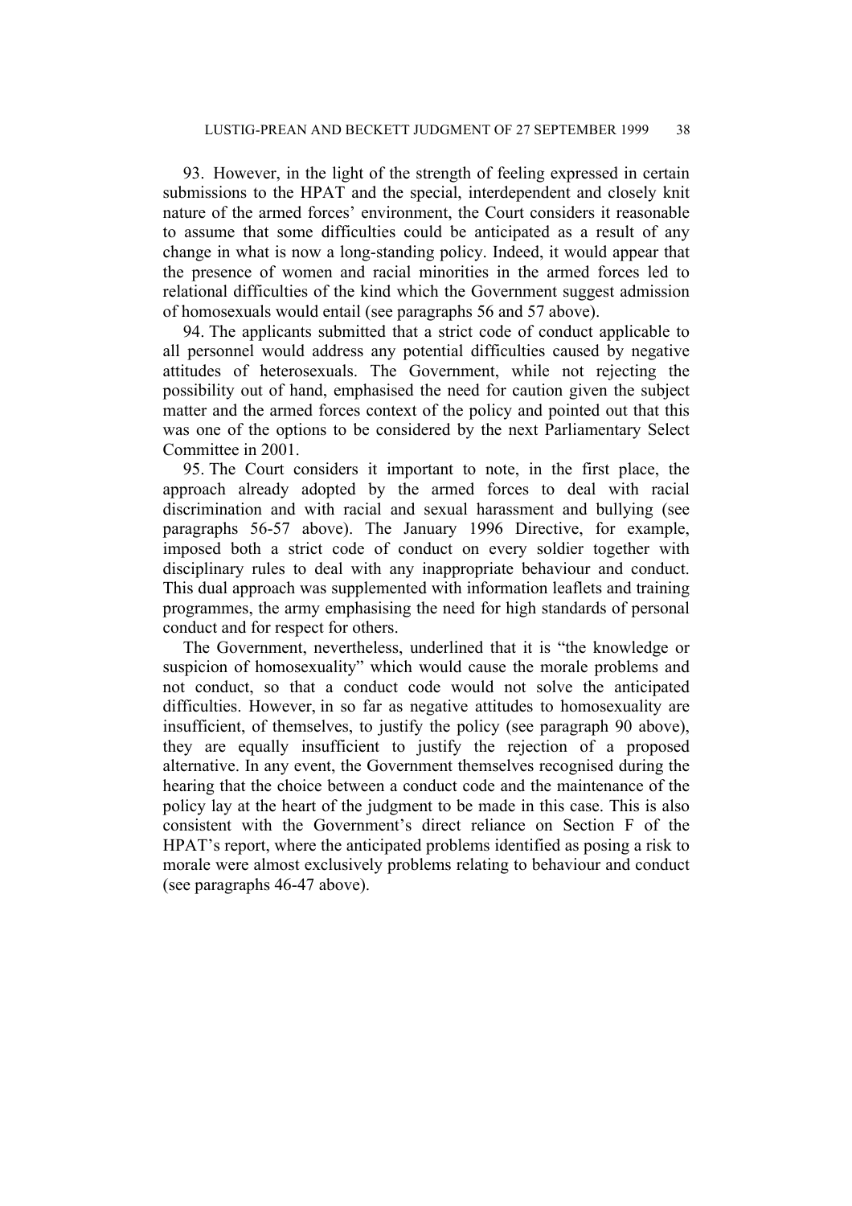93. However, in the light of the strength of feeling expressed in certain submissions to the HPAT and the special, interdependent and closely knit nature of the armed forces' environment, the Court considers it reasonable to assume that some difficulties could be anticipated as a result of any change in what is now a long-standing policy. Indeed, it would appear that the presence of women and racial minorities in the armed forces led to relational difficulties of the kind which the Government suggest admission of homosexuals would entail (see paragraphs 56 and 57 above).

94. The applicants submitted that a strict code of conduct applicable to all personnel would address any potential difficulties caused by negative attitudes of heterosexuals. The Government, while not rejecting the possibility out of hand, emphasised the need for caution given the subject matter and the armed forces context of the policy and pointed out that this was one of the options to be considered by the next Parliamentary Select Committee in 2001.

95. The Court considers it important to note, in the first place, the approach already adopted by the armed forces to deal with racial discrimination and with racial and sexual harassment and bullying (see paragraphs 56-57 above). The January 1996 Directive, for example, imposed both a strict code of conduct on every soldier together with disciplinary rules to deal with any inappropriate behaviour and conduct. This dual approach was supplemented with information leaflets and training programmes, the army emphasising the need for high standards of personal conduct and for respect for others.

The Government, nevertheless, underlined that it is "the knowledge or suspicion of homosexuality" which would cause the morale problems and not conduct, so that a conduct code would not solve the anticipated difficulties. However, in so far as negative attitudes to homosexuality are insufficient, of themselves, to justify the policy (see paragraph 90 above), they are equally insufficient to justify the rejection of a proposed alternative. In any event, the Government themselves recognised during the hearing that the choice between a conduct code and the maintenance of the policy lay at the heart of the judgment to be made in this case. This is also consistent with the Government's direct reliance on Section F of the HPAT's report, where the anticipated problems identified as posing a risk to morale were almost exclusively problems relating to behaviour and conduct (see paragraphs 46-47 above).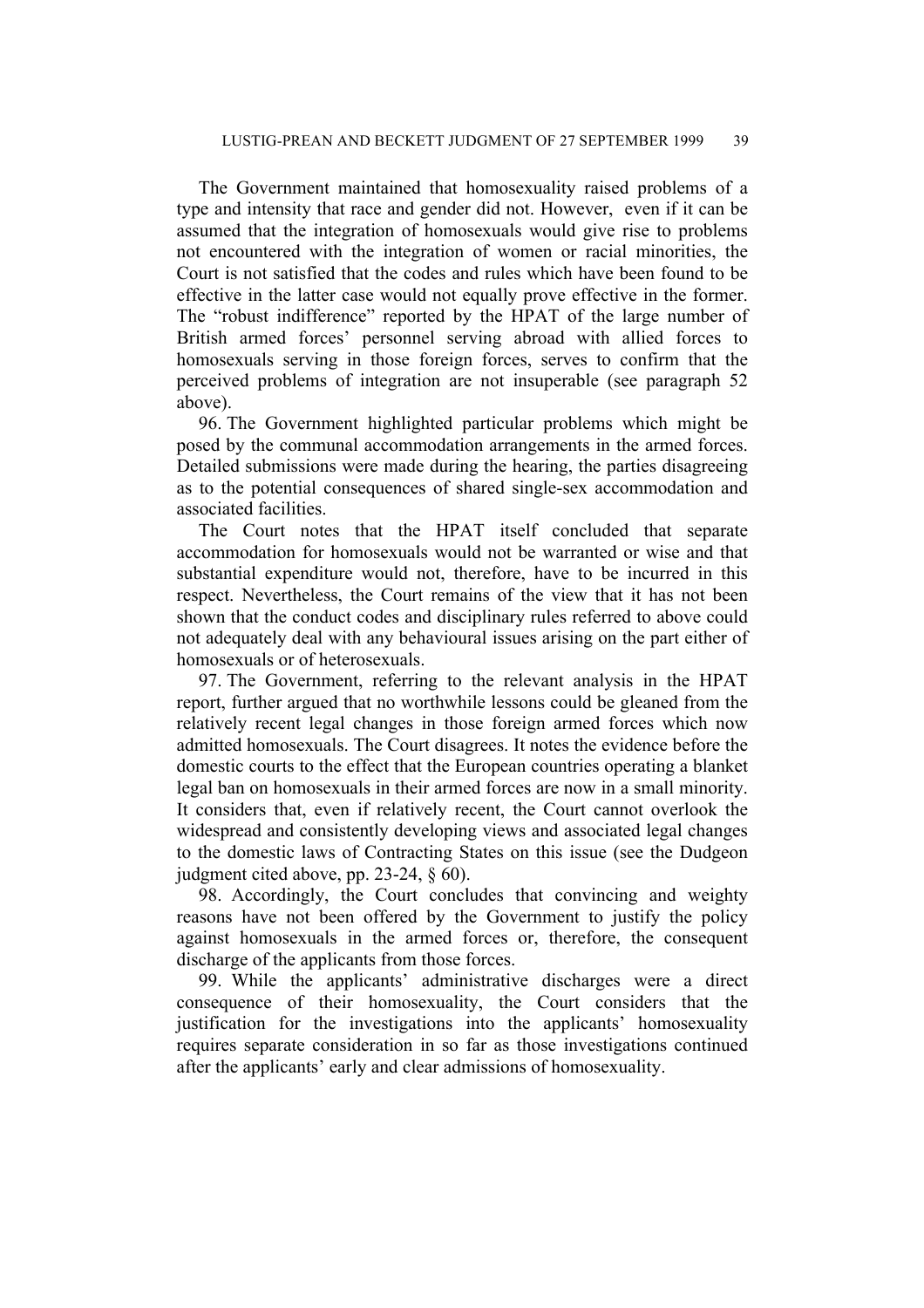The Government maintained that homosexuality raised problems of a type and intensity that race and gender did not. However, even if it can be assumed that the integration of homosexuals would give rise to problems not encountered with the integration of women or racial minorities, the Court is not satisfied that the codes and rules which have been found to be effective in the latter case would not equally prove effective in the former. The "robust indifference" reported by the HPAT of the large number of British armed forces' personnel serving abroad with allied forces to homosexuals serving in those foreign forces, serves to confirm that the perceived problems of integration are not insuperable (see paragraph 52 above).

96. The Government highlighted particular problems which might be posed by the communal accommodation arrangements in the armed forces. Detailed submissions were made during the hearing, the parties disagreeing as to the potential consequences of shared single-sex accommodation and associated facilities.

The Court notes that the HPAT itself concluded that separate accommodation for homosexuals would not be warranted or wise and that substantial expenditure would not, therefore, have to be incurred in this respect. Nevertheless, the Court remains of the view that it has not been shown that the conduct codes and disciplinary rules referred to above could not adequately deal with any behavioural issues arising on the part either of homosexuals or of heterosexuals.

97. The Government, referring to the relevant analysis in the HPAT report, further argued that no worthwhile lessons could be gleaned from the relatively recent legal changes in those foreign armed forces which now admitted homosexuals. The Court disagrees. It notes the evidence before the domestic courts to the effect that the European countries operating a blanket legal ban on homosexuals in their armed forces are now in a small minority. It considers that, even if relatively recent, the Court cannot overlook the widespread and consistently developing views and associated legal changes to the domestic laws of Contracting States on this issue (see the Dudgeon judgment cited above, pp. 23-24, § 60).

98. Accordingly, the Court concludes that convincing and weighty reasons have not been offered by the Government to justify the policy against homosexuals in the armed forces or, therefore, the consequent discharge of the applicants from those forces.

99. While the applicants' administrative discharges were a direct consequence of their homosexuality, the Court considers that the justification for the investigations into the applicants' homosexuality requires separate consideration in so far as those investigations continued after the applicants' early and clear admissions of homosexuality.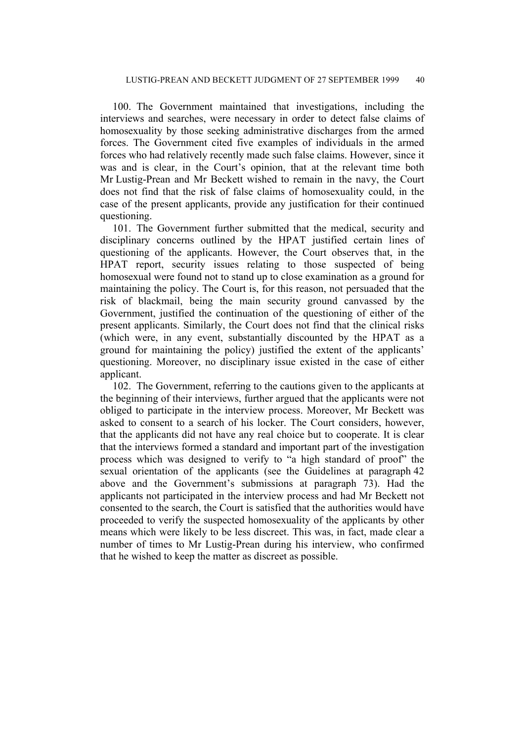100. The Government maintained that investigations, including the interviews and searches, were necessary in order to detect false claims of homosexuality by those seeking administrative discharges from the armed forces. The Government cited five examples of individuals in the armed forces who had relatively recently made such false claims. However, since it was and is clear, in the Court's opinion, that at the relevant time both Mr Lustig-Prean and Mr Beckett wished to remain in the navy, the Court does not find that the risk of false claims of homosexuality could, in the case of the present applicants, provide any justification for their continued questioning.

101. The Government further submitted that the medical, security and disciplinary concerns outlined by the HPAT justified certain lines of questioning of the applicants. However, the Court observes that, in the HPAT report, security issues relating to those suspected of being homosexual were found not to stand up to close examination as a ground for maintaining the policy. The Court is, for this reason, not persuaded that the risk of blackmail, being the main security ground canvassed by the Government, justified the continuation of the questioning of either of the present applicants. Similarly, the Court does not find that the clinical risks (which were, in any event, substantially discounted by the HPAT as a ground for maintaining the policy) justified the extent of the applicants' questioning. Moreover, no disciplinary issue existed in the case of either applicant.

102. The Government, referring to the cautions given to the applicants at the beginning of their interviews, further argued that the applicants were not obliged to participate in the interview process. Moreover, Mr Beckett was asked to consent to a search of his locker. The Court considers, however, that the applicants did not have any real choice but to cooperate. It is clear that the interviews formed a standard and important part of the investigation process which was designed to verify to "a high standard of proof" the sexual orientation of the applicants (see the Guidelines at paragraph 42 above and the Government's submissions at paragraph 73). Had the applicants not participated in the interview process and had Mr Beckett not consented to the search, the Court is satisfied that the authorities would have proceeded to verify the suspected homosexuality of the applicants by other means which were likely to be less discreet. This was, in fact, made clear a number of times to Mr Lustig-Prean during his interview, who confirmed that he wished to keep the matter as discreet as possible.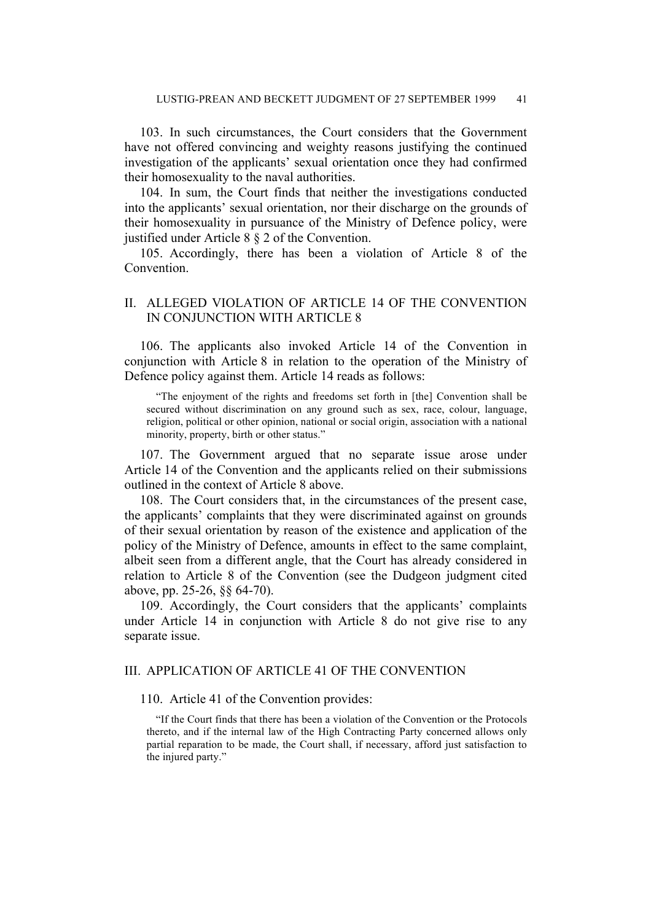103. In such circumstances, the Court considers that the Government have not offered convincing and weighty reasons justifying the continued investigation of the applicants' sexual orientation once they had confirmed their homosexuality to the naval authorities.

104. In sum, the Court finds that neither the investigations conducted into the applicants' sexual orientation, nor their discharge on the grounds of their homosexuality in pursuance of the Ministry of Defence policy, were justified under Article 8 § 2 of the Convention.

105. Accordingly, there has been a violation of Article 8 of the Convention.

## II. ALLEGED VIOLATION OF ARTICLE 14 OF THE CONVENTION IN CONJUNCTION WITH ARTICLE 8

106. The applicants also invoked Article 14 of the Convention in conjunction with Article 8 in relation to the operation of the Ministry of Defence policy against them. Article 14 reads as follows:

> "The enjoyment of the rights and freedoms set forth in [the] Convention shall be secured without discrimination on any ground such as sex, race, colour, language, religion, political or other opinion, national or social origin, association with a national minority, property, birth or other status."

107. The Government argued that no separate issue arose under Article 14 of the Convention and the applicants relied on their submissions outlined in the context of Article 8 above.

108. The Court considers that, in the circumstances of the present case, the applicants' complaints that they were discriminated against on grounds of their sexual orientation by reason of the existence and application of the policy of the Ministry of Defence, amounts in effect to the same complaint, albeit seen from a different angle, that the Court has already considered in relation to Article 8 of the Convention (see the Dudgeon judgment cited above, pp. 25-26, §§ 64-70).

109. Accordingly, the Court considers that the applicants' complaints under Article 14 in conjunction with Article 8 do not give rise to any separate issue.

## III. APPLICATION OF ARTICLE 41 OF THE CONVENTION

110. Article 41 of the Convention provides:

> "If the Court finds that there has been a violation of the Convention or the Protocols thereto, and if the internal law of the High Contracting Party concerned allows only partial reparation to be made, the Court shall, if necessary, afford just satisfaction to the injured party."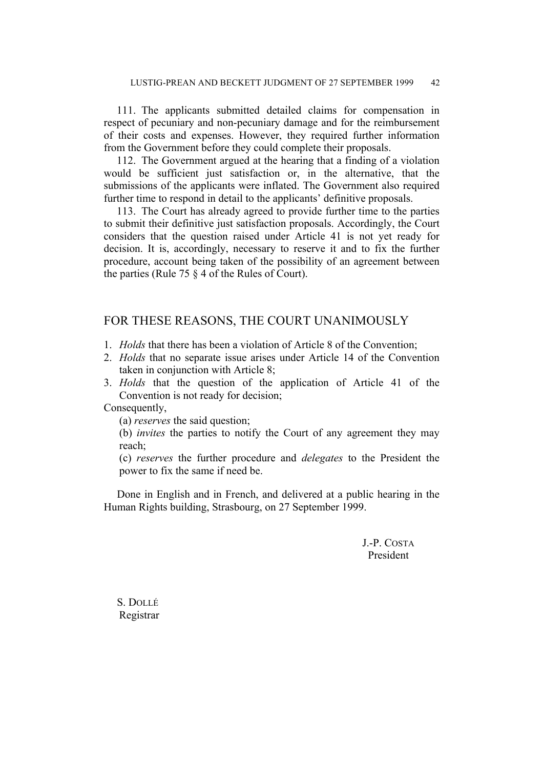111. The applicants submitted detailed claims for compensation in respect of pecuniary and non-pecuniary damage and for the reimbursement of their costs and expenses. However, they required further information from the Government before they could complete their proposals.

112. The Government argued at the hearing that a finding of a violation would be sufficient just satisfaction or, in the alternative, that the submissions of the applicants were inflated. The Government also required further time to respond in detail to the applicants' definitive proposals.

113. The Court has already agreed to provide further time to the parties to submit their definitive just satisfaction proposals. Accordingly, the Court considers that the question raised under Article 41 is not yet ready for decision. It is, accordingly, necessary to reserve it and to fix the further procedure, account being taken of the possibility of an agreement between the parties (Rule 75 § 4 of the Rules of Court).

## FOR THESE REASONS, THE COURT UNANIMOUSLY

1. *Holds* that there has been a violation of Article 8 of the Convention;
2. *Holds* that no separate issue arises under Article 14 of the Convention taken in conjunction with Article 8;
3. *Holds* that the question of the application of Article 41 of the Convention is not ready for decision;

Consequently,

(a) *reserves* the said question;

(b) *invites* the parties to notify the Court of any agreement they may reach;

(c) *reserves* the further procedure and *delegates* to the President the power to fix the same if need be.

Done in English and in French, and delivered at a public hearing in the Human Rights building, Strasbourg, on 27 September 1999.

J.-P. COSTA
President

S. DOLLÉ
Registrar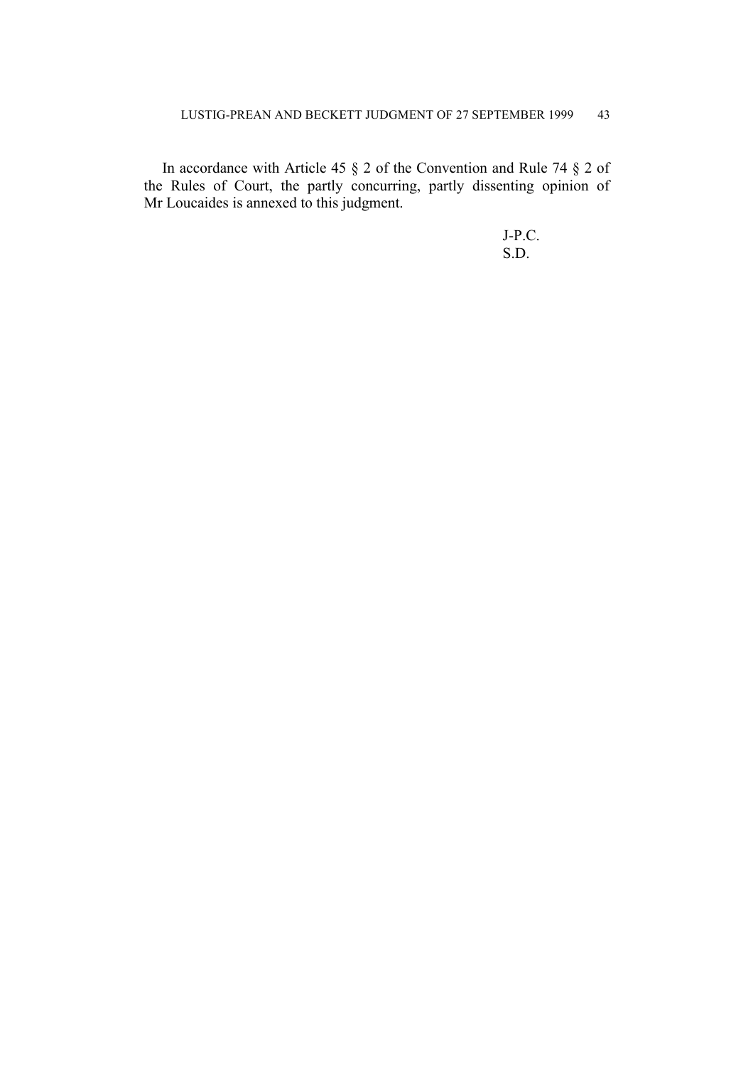In accordance with Article 45 § 2 of the Convention and Rule 74 § 2 of the Rules of Court, the partly concurring, partly dissenting opinion of Mr Loucaides is annexed to this judgment.

J-P.C.
S.D.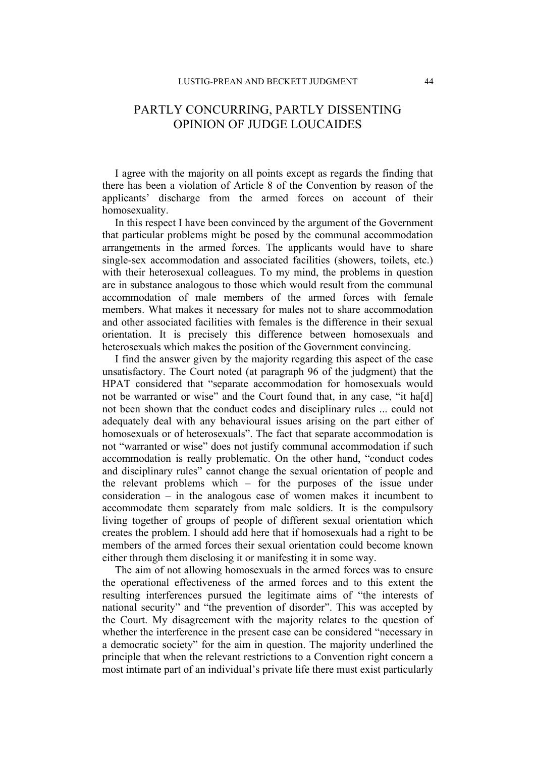# PARTLY CONCURRING, PARTLY DISSENTING OPINION OF JUDGE LOUCAIDES

I agree with the majority on all points except as regards the finding that there has been a violation of Article 8 of the Convention by reason of the applicants' discharge from the armed forces on account of their homosexuality.

In this respect I have been convinced by the argument of the Government that particular problems might be posed by the communal accommodation arrangements in the armed forces. The applicants would have to share single-sex accommodation and associated facilities (showers, toilets, etc.) with their heterosexual colleagues. To my mind, the problems in question are in substance analogous to those which would result from the communal accommodation of male members of the armed forces with female members. What makes it necessary for males not to share accommodation and other associated facilities with females is the difference in their sexual orientation. It is precisely this difference between homosexuals and heterosexuals which makes the position of the Government convincing.

I find the answer given by the majority regarding this aspect of the case unsatisfactory. The Court noted (at paragraph 96 of the judgment) that the HPAT considered that "separate accommodation for homosexuals would not be warranted or wise" and the Court found that, in any case, "it ha[d] not been shown that the conduct codes and disciplinary rules ... could not adequately deal with any behavioural issues arising on the part either of homosexuals or of heterosexuals". The fact that separate accommodation is not "warranted or wise" does not justify communal accommodation if such accommodation is really problematic. On the other hand, "conduct codes and disciplinary rules" cannot change the sexual orientation of people and the relevant problems which – for the purposes of the issue under consideration – in the analogous case of women makes it incumbent to accommodate them separately from male soldiers. It is the compulsory living together of groups of people of different sexual orientation which creates the problem. I should add here that if homosexuals had a right to be members of the armed forces their sexual orientation could become known either through them disclosing it or manifesting it in some way.

The aim of not allowing homosexuals in the armed forces was to ensure the operational effectiveness of the armed forces and to this extent the resulting interferences pursued the legitimate aims of "the interests of national security" and "the prevention of disorder". This was accepted by the Court. My disagreement with the majority relates to the question of whether the interference in the present case can be considered "necessary in a democratic society" for the aim in question. The majority underlined the principle that when the relevant restrictions to a Convention right concern a most intimate part of an individual's private life there must exist particularly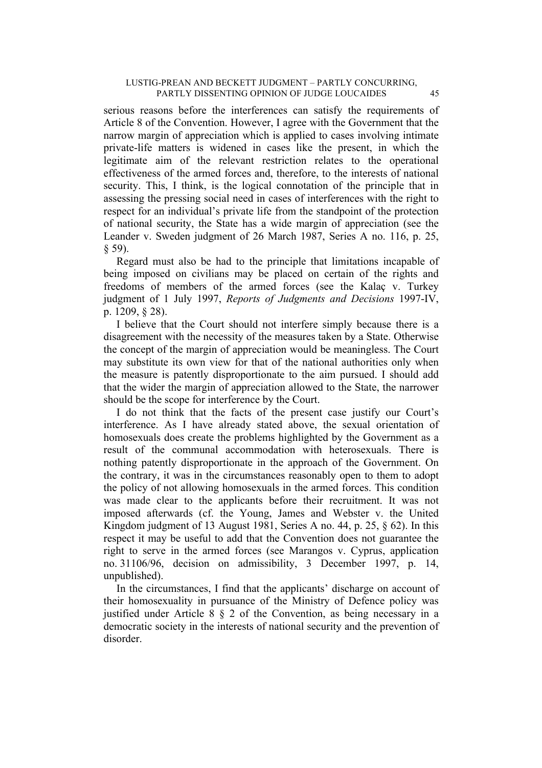serious reasons before the interferences can satisfy the requirements of Article 8 of the Convention. However, I agree with the Government that the narrow margin of appreciation which is applied to cases involving intimate private-life matters is widened in cases like the present, in which the legitimate aim of the relevant restriction relates to the operational effectiveness of the armed forces and, therefore, to the interests of national security. This, I think, is the logical connotation of the principle that in assessing the pressing social need in cases of interferences with the right to respect for an individual's private life from the standpoint of the protection of national security, the State has a wide margin of appreciation (see the Leander v. Sweden judgment of 26 March 1987, Series A no. 116, p. 25, § 59).

Regard must also be had to the principle that limitations incapable of being imposed on civilians may be placed on certain of the rights and freedoms of members of the armed forces (see the Kalaç v. Turkey judgment of 1 July 1997, *Reports of Judgments and Decisions* 1997-IV, p. 1209, § 28).

I believe that the Court should not interfere simply because there is a disagreement with the necessity of the measures taken by a State. Otherwise the concept of the margin of appreciation would be meaningless. The Court may substitute its own view for that of the national authorities only when the measure is patently disproportionate to the aim pursued. I should add that the wider the margin of appreciation allowed to the State, the narrower should be the scope for interference by the Court.

I do not think that the facts of the present case justify our Court's interference. As I have already stated above, the sexual orientation of homosexuals does create the problems highlighted by the Government as a result of the communal accommodation with heterosexuals. There is nothing patently disproportionate in the approach of the Government. On the contrary, it was in the circumstances reasonably open to them to adopt the policy of not allowing homosexuals in the armed forces. This condition was made clear to the applicants before their recruitment. It was not imposed afterwards (cf. the Young, James and Webster v. the United Kingdom judgment of 13 August 1981, Series A no. 44, p. 25, § 62). In this respect it may be useful to add that the Convention does not guarantee the right to serve in the armed forces (see Marangos v. Cyprus, application no. 31106/96, decision on admissibility, 3 December 1997, p. 14, unpublished).

In the circumstances, I find that the applicants' discharge on account of their homosexuality in pursuance of the Ministry of Defence policy was justified under Article 8 § 2 of the Convention, as being necessary in a democratic society in the interests of national security and the prevention of disorder.